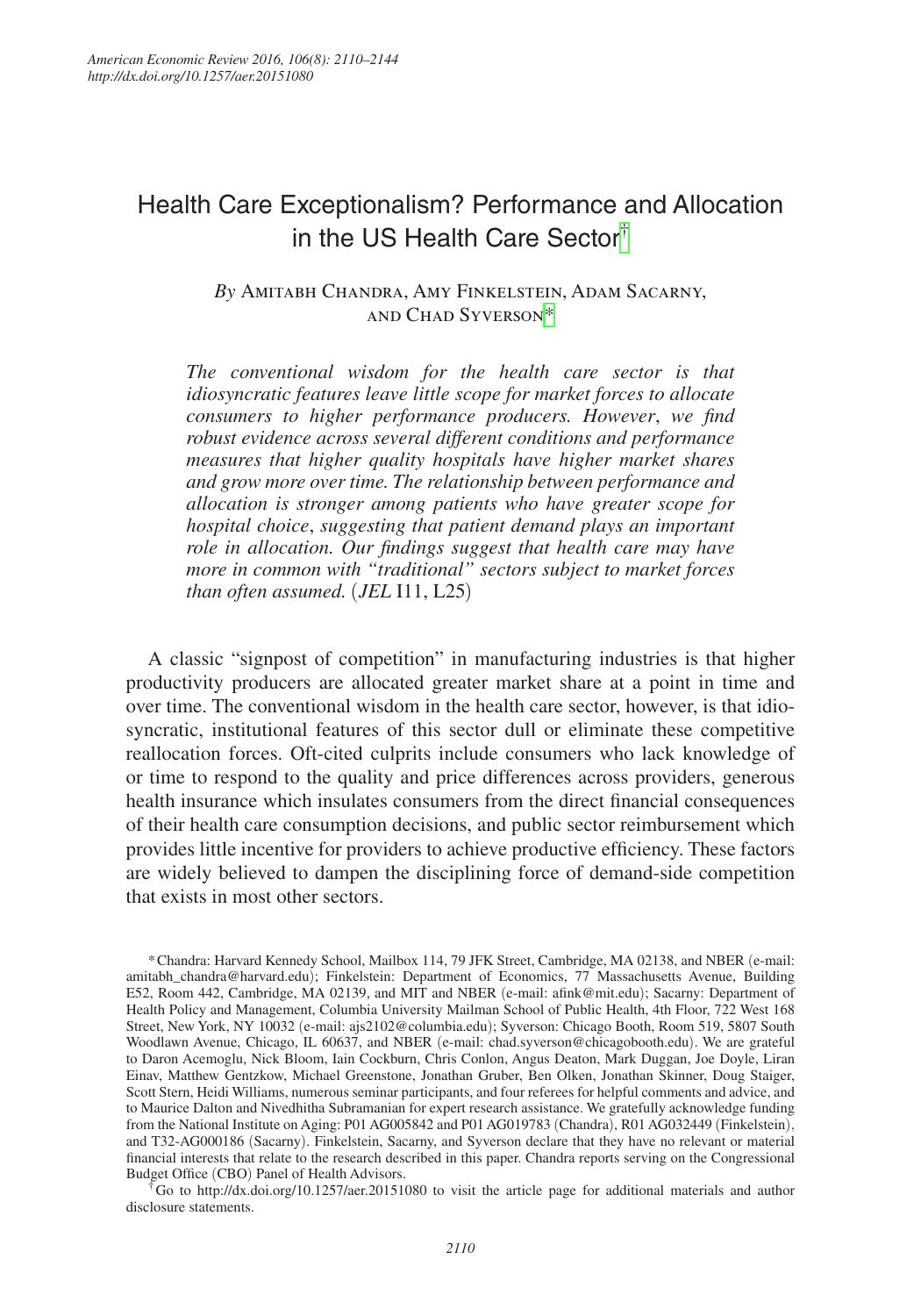# Health Care Exceptionalism? Performance and Allocation in the US Health Care Sector[†]

*By* Amitabh Chandra, Amy Finkelstein, Adam Sacarny, and Chad Syverson[*]

*The conventional wisdom for the health care sector is that idiosyncratic features leave little scope for market forces to allocate consumers to higher performance producers. However, we find robust evidence across several different conditions and performance measures that higher quality hospitals have higher market shares and grow more over time. The relationship between performance and allocation is stronger among patients who have greater scope for hospital choice, suggesting that patient demand plays an important role in allocation. Our findings suggest that health care may have more in common with "traditional" sectors subject to market forces than often assumed.* (*JEL* I11, L25)

A classic "signpost of competition" in manufacturing industries is that higher productivity producers are allocated greater market share at a point in time and over time. The conventional wisdom in the health care sector, however, is that idiosyncratic, institutional features of this sector dull or eliminate these competitive reallocation forces. Oft-cited culprits include consumers who lack knowledge of or time to respond to the quality and price differences across providers, generous health insurance which insulates consumers from the direct financial consequences of their health care consumption decisions, and public sector reimbursement which provides little incentive for providers to achieve productive efficiency. These factors are widely believed to dampen the disciplining force of demand-side competition that exists in most other sectors.

[*] Chandra: Harvard Kennedy School, Mailbox 114, 79 JFK Street, Cambridge, MA 02138, and NBER (e-mail: amitabh_chandra@harvard.edu); Finkelstein: Department of Economics, 77 Massachusetts Avenue, Building E52, Room 442, Cambridge, MA 02139, and MIT and NBER (e-mail: afink@mit.edu); Sacarny: Department of Health Policy and Management, Columbia University Mailman School of Public Health, 4th Floor, 722 West 168 Street, New York, NY 10032 (e-mail: ajs2102@columbia.edu); Syverson: Chicago Booth, Room 519, 5807 South Woodlawn Avenue, Chicago, IL 60637, and NBER (e-mail: chad.syverson@chicagobooth.edu). We are grateful to Daron Acemoglu, Nick Bloom, Iain Cockburn, Chris Conlon, Angus Deaton, Mark Duggan, Joe Doyle, Liran Einav, Matthew Gentzkow, Michael Greenstone, Jonathan Gruber, Ben Olken, Jonathan Skinner, Doug Staiger, Scott Stern, Heidi Williams, numerous seminar participants, and four referees for helpful comments and advice, and to Maurice Dalton and Nivedhitha Subramanian for expert research assistance. We gratefully acknowledge funding from the National Institute on Aging: P01 AG005842 and P01 AG019783 (Chandra), R01 AG032449 (Finkelstein), and T32-AG000186 (Sacarny). Finkelstein, Sacarny, and Syverson declare that they have no relevant or material financial interests that relate to the research described in this paper. Chandra reports serving on the Congressional Budget Office (CBO) Panel of Health Advisors.

[†] Go to http://dx.doi.org/10.1257/aer.20151080 to visit the article page for additional materials and author disclosure statements.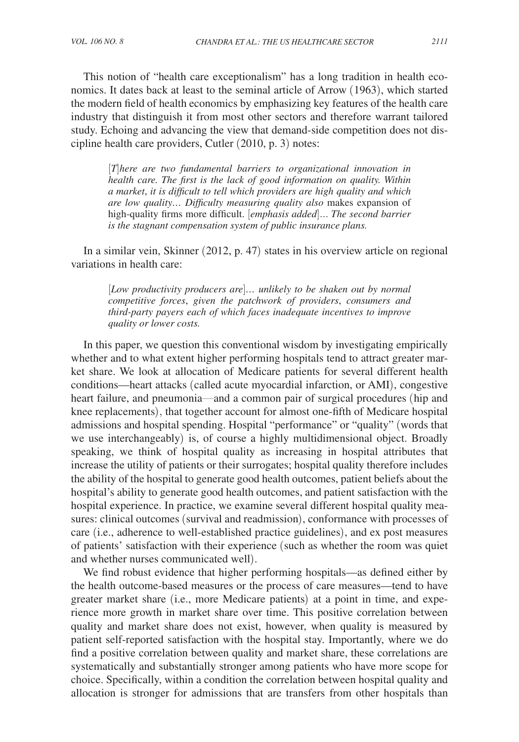This notion of "health care exceptionalism" has a long tradition in health economics. It dates back at least to the seminal article of Arrow (1963), which started the modern field of health economics by emphasizing key features of the health care industry that distinguish it from most other sectors and therefore warrant tailored study. Echoing and advancing the view that demand-side competition does not discipline health care providers, Cutler (2010, p. 3) notes:

> [*T*]*here are two fundamental barriers to organizational innovation in health care. The first is the lack of good information on quality. Within a market, it is difficult to tell which providers are high quality and which are low quality… Difficulty measuring quality also* makes expansion of high-quality firms more difficult. [*emphasis added*]*… The second barrier is the stagnant compensation system of public insurance plans.*

In a similar vein, Skinner (2012, p. 47) states in his overview article on regional variations in health care:

> [*Low productivity producers are*]*… unlikely to be shaken out by normal competitive forces, given the patchwork of providers, consumers and third-party payers each of which faces inadequate incentives to improve quality or lower costs.*

In this paper, we question this conventional wisdom by investigating empirically whether and to what extent higher performing hospitals tend to attract greater market share. We look at allocation of Medicare patients for several different health conditions—heart attacks (called acute myocardial infarction, or AMI), congestive heart failure, and pneumonia—and a common pair of surgical procedures (hip and knee replacements), that together account for almost one-fifth of Medicare hospital admissions and hospital spending. Hospital "performance" or "quality" (words that we use interchangeably) is, of course a highly multidimensional object. Broadly speaking, we think of hospital quality as increasing in hospital attributes that increase the utility of patients or their surrogates; hospital quality therefore includes the ability of the hospital to generate good health outcomes, patient beliefs about the hospital's ability to generate good health outcomes, and patient satisfaction with the hospital experience. In practice, we examine several different hospital quality measures: clinical outcomes (survival and readmission), conformance with processes of care (i.e., adherence to well-established practice guidelines), and ex post measures of patients' satisfaction with their experience (such as whether the room was quiet and whether nurses communicated well).

We find robust evidence that higher performing hospitals—as defined either by the health outcome-based measures or the process of care measures—tend to have greater market share (i.e., more Medicare patients) at a point in time, and experience more growth in market share over time. This positive correlation between quality and market share does not exist, however, when quality is measured by patient self-reported satisfaction with the hospital stay. Importantly, where we do find a positive correlation between quality and market share, these correlations are systematically and substantially stronger among patients who have more scope for choice. Specifically, within a condition the correlation between hospital quality and allocation is stronger for admissions that are transfers from other hospitals than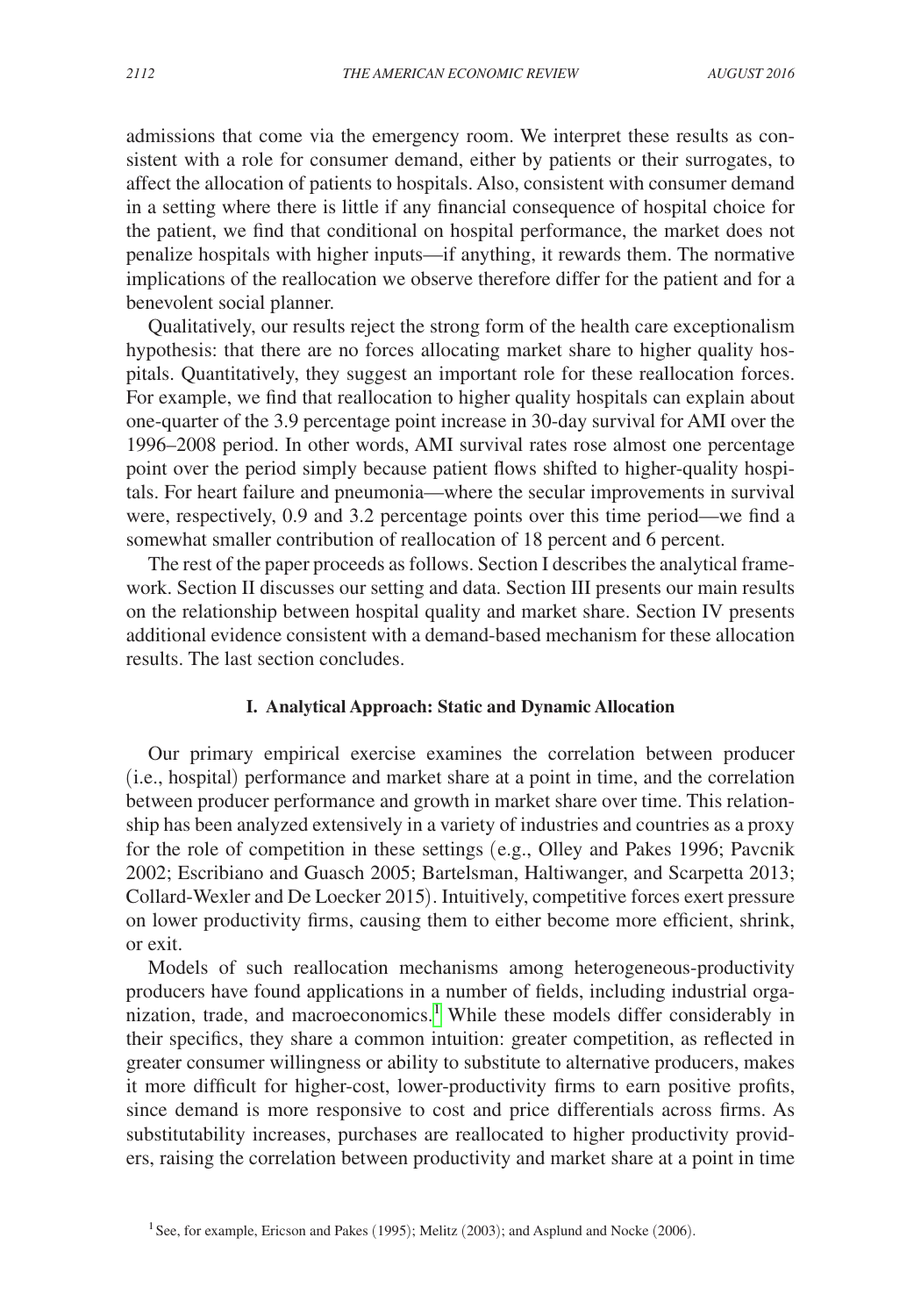admissions that come via the emergency room. We interpret these results as consistent with a role for consumer demand, either by patients or their surrogates, to affect the allocation of patients to hospitals. Also, consistent with consumer demand in a setting where there is little if any financial consequence of hospital choice for the patient, we find that conditional on hospital performance, the market does not penalize hospitals with higher inputs—if anything, it rewards them. The normative implications of the reallocation we observe therefore differ for the patient and for a benevolent social planner.

Qualitatively, our results reject the strong form of the health care exceptionalism hypothesis: that there are no forces allocating market share to higher quality hospitals. Quantitatively, they suggest an important role for these reallocation forces. For example, we find that reallocation to higher quality hospitals can explain about one-quarter of the 3.9 percentage point increase in 30-day survival for AMI over the 1996–2008 period. In other words, AMI survival rates rose almost one percentage point over the period simply because patient flows shifted to higher-quality hospitals. For heart failure and pneumonia—where the secular improvements in survival were, respectively, 0.9 and 3.2 percentage points over this time period—we find a somewhat smaller contribution of reallocation of 18 percent and 6 percent.

The rest of the paper proceeds as follows. Section I describes the analytical framework. Section II discusses our setting and data. Section III presents our main results on the relationship between hospital quality and market share. Section IV presents additional evidence consistent with a demand-based mechanism for these allocation results. The last section concludes.

## I. Analytical Approach: Static and Dynamic Allocation

Our primary empirical exercise examines the correlation between producer (i.e., hospital) performance and market share at a point in time, and the correlation between producer performance and growth in market share over time. This relationship has been analyzed extensively in a variety of industries and countries as a proxy for the role of competition in these settings (e.g., Olley and Pakes 1996; Pavcnik 2002; Escribiano and Guasch 2005; Bartelsman, Haltiwanger, and Scarpetta 2013; Collard-Wexler and De Loecker 2015). Intuitively, competitive forces exert pressure on lower productivity firms, causing them to either become more efficient, shrink, or exit.

Models of such reallocation mechanisms among heterogeneous-productivity producers have found applications in a number of fields, including industrial organization, trade, and macroeconomics.[1] While these models differ considerably in their specifics, they share a common intuition: greater competition, as reflected in greater consumer willingness or ability to substitute to alternative producers, makes it more difficult for higher-cost, lower-productivity firms to earn positive profits, since demand is more responsive to cost and price differentials across firms. As substitutability increases, purchases are reallocated to higher productivity providers, raising the correlation between productivity and market share at a point in time

[1] See, for example, Ericson and Pakes (1995); Melitz (2003); and Asplund and Nocke (2006).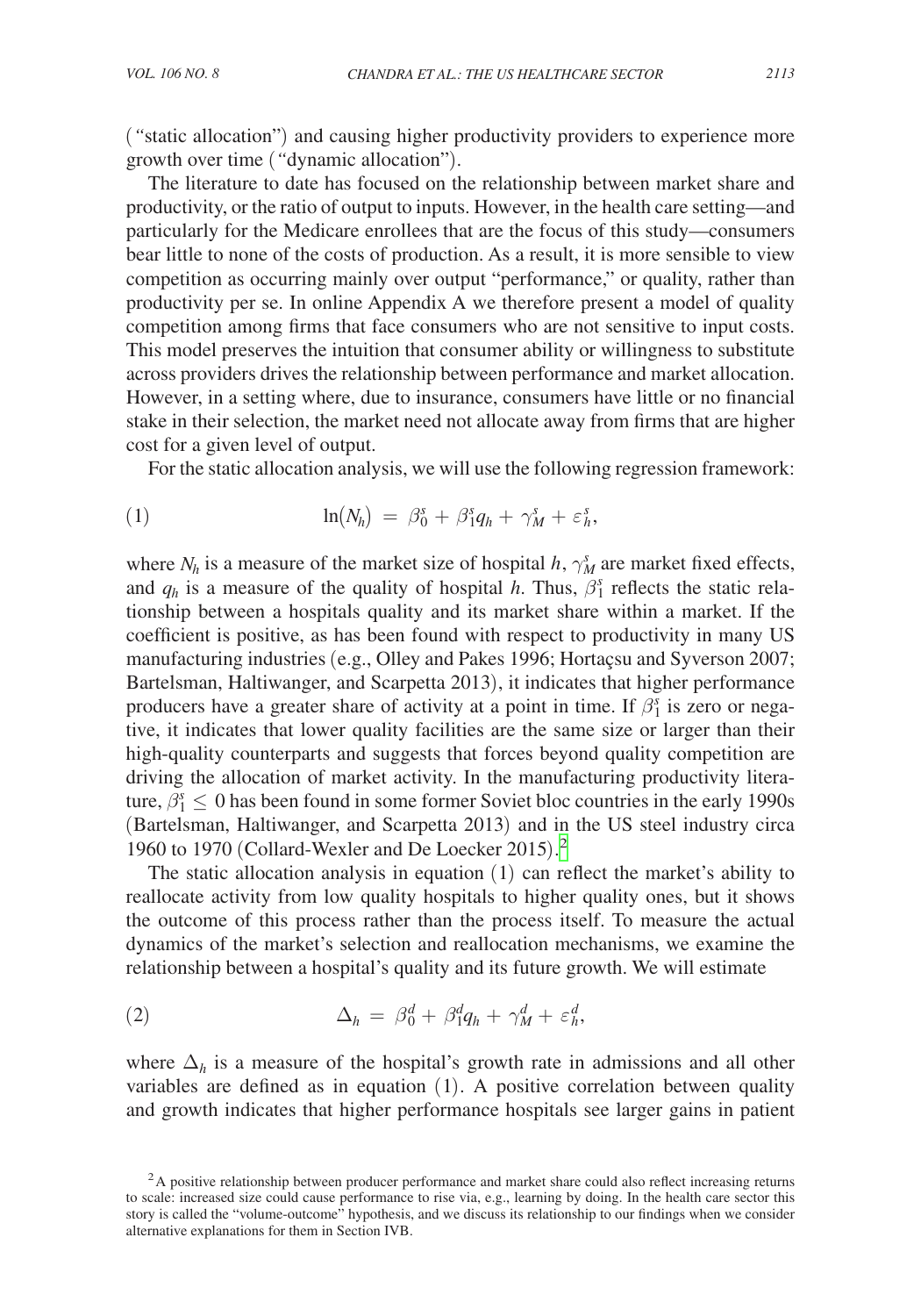(“static allocation”) and causing higher productivity providers to experience more growth over time (“dynamic allocation”).

The literature to date has focused on the relationship between market share and productivity, or the ratio of output to inputs. However, in the health care setting—and particularly for the Medicare enrollees that are the focus of this study—consumers bear little to none of the costs of production. As a result, it is more sensible to view competition as occurring mainly over output “performance,” or quality, rather than productivity per se. In online Appendix A we therefore present a model of quality competition among firms that face consumers who are not sensitive to input costs. This model preserves the intuition that consumer ability or willingness to substitute across providers drives the relationship between performance and market allocation. However, in a setting where, due to insurance, consumers have little or no financial stake in their selection, the market need not allocate away from firms that are higher cost for a given level of output.

For the static allocation analysis, we will use the following regression framework:

$$\ln(N_h) = \beta_0^s + \beta_1^s q_h + \gamma_M^s + \varepsilon_h^s, \tag{1}$$

where $N_h$ is a measure of the market size of hospital $h$, $\gamma_M^s$ are market fixed effects, and $q_h$ is a measure of the quality of hospital $h$. Thus, $\beta_1^s$ reflects the static relationship between a hospitals quality and its market share within a market. If the coefficient is positive, as has been found with respect to productivity in many US manufacturing industries (e.g., Olley and Pakes 1996; Hortaçsu and Syverson 2007; Bartelsman, Haltiwanger, and Scarpetta 2013), it indicates that higher performance producers have a greater share of activity at a point in time. If $\beta_1^s$ is zero or negative, it indicates that lower quality facilities are the same size or larger than their high-quality counterparts and suggests that forces beyond quality competition are driving the allocation of market activity. In the manufacturing productivity literature, $\beta_1^s \leq 0$ has been found in some former Soviet bloc countries in the early 1990s (Bartelsman, Haltiwanger, and Scarpetta 2013) and in the US steel industry circa 1960 to 1970 (Collard-Wexler and De Loecker 2015).[2]

The static allocation analysis in equation (1) can reflect the market's ability to reallocate activity from low quality hospitals to higher quality ones, but it shows the outcome of this process rather than the process itself. To measure the actual dynamics of the market's selection and reallocation mechanisms, we examine the relationship between a hospital's quality and its future growth. We will estimate

$$\Delta_h = \beta_0^d + \beta_1^d q_h + \gamma_M^d + \varepsilon_h^d, \tag{2}$$

where $\Delta_h$ is a measure of the hospital's growth rate in admissions and all other variables are defined as in equation (1). A positive correlation between quality and growth indicates that higher performance hospitals see larger gains in patient

[2] A positive relationship between producer performance and market share could also reflect increasing returns to scale: increased size could cause performance to rise via, e.g., learning by doing. In the health care sector this story is called the “volume-outcome” hypothesis, and we discuss its relationship to our findings when we consider alternative explanations for them in Section IVB.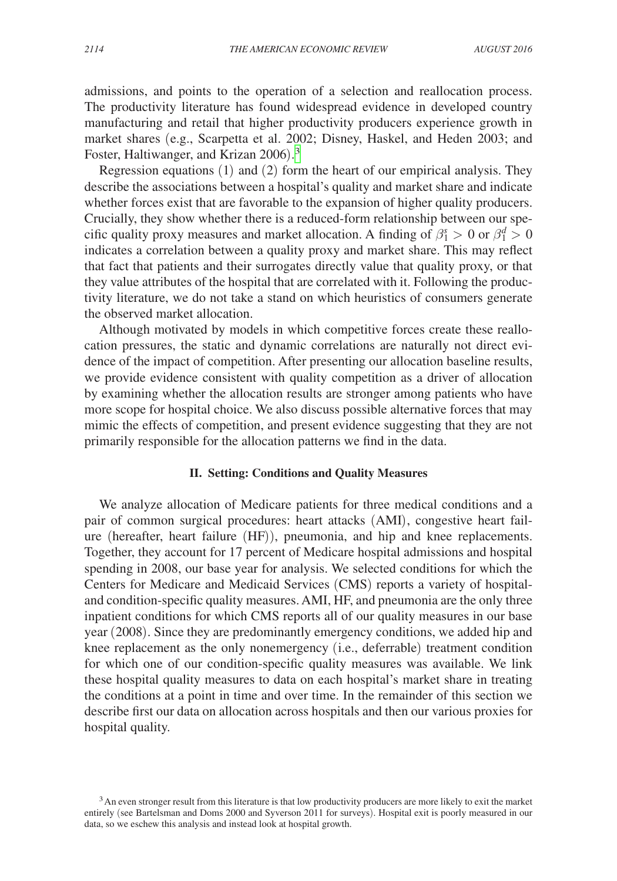admissions, and points to the operation of a selection and reallocation process. The productivity literature has found widespread evidence in developed country manufacturing and retail that higher productivity producers experience growth in market shares (e.g., Scarpetta et al. 2002; Disney, Haskel, and Heden 2003; and Foster, Haltiwanger, and Krizan 2006).[3]

Regression equations (1) and (2) form the heart of our empirical analysis. They describe the associations between a hospital's quality and market share and indicate whether forces exist that are favorable to the expansion of higher quality producers. Crucially, they show whether there is a reduced-form relationship between our specific quality proxy measures and market allocation. A finding of $\beta_1^s > 0$ or $\beta_1^d > 0$ indicates a correlation between a quality proxy and market share. This may reflect that fact that patients and their surrogates directly value that quality proxy, or that they value attributes of the hospital that are correlated with it. Following the productivity literature, we do not take a stand on which heuristics of consumers generate the observed market allocation.

Although motivated by models in which competitive forces create these reallocation pressures, the static and dynamic correlations are naturally not direct evidence of the impact of competition. After presenting our allocation baseline results, we provide evidence consistent with quality competition as a driver of allocation by examining whether the allocation results are stronger among patients who have more scope for hospital choice. We also discuss possible alternative forces that may mimic the effects of competition, and present evidence suggesting that they are not primarily responsible for the allocation patterns we find in the data.

## II. Setting: Conditions and Quality Measures

We analyze allocation of Medicare patients for three medical conditions and a pair of common surgical procedures: heart attacks (AMI), congestive heart failure (hereafter, heart failure (HF)), pneumonia, and hip and knee replacements. Together, they account for 17 percent of Medicare hospital admissions and hospital spending in 2008, our base year for analysis. We selected conditions for which the Centers for Medicare and Medicaid Services (CMS) reports a variety of hospital- and condition-specific quality measures. AMI, HF, and pneumonia are the only three inpatient conditions for which CMS reports all of our quality measures in our base year (2008). Since they are predominantly emergency conditions, we added hip and knee replacement as the only nonemergency (i.e., deferrable) treatment condition for which one of our condition-specific quality measures was available. We link these hospital quality measures to data on each hospital's market share in treating the conditions at a point in time and over time. In the remainder of this section we describe first our data on allocation across hospitals and then our various proxies for hospital quality.

[3] An even stronger result from this literature is that low productivity producers are more likely to exit the market entirely (see Bartelsman and Doms 2000 and Syverson 2011 for surveys). Hospital exit is poorly measured in our data, so we eschew this analysis and instead look at hospital growth.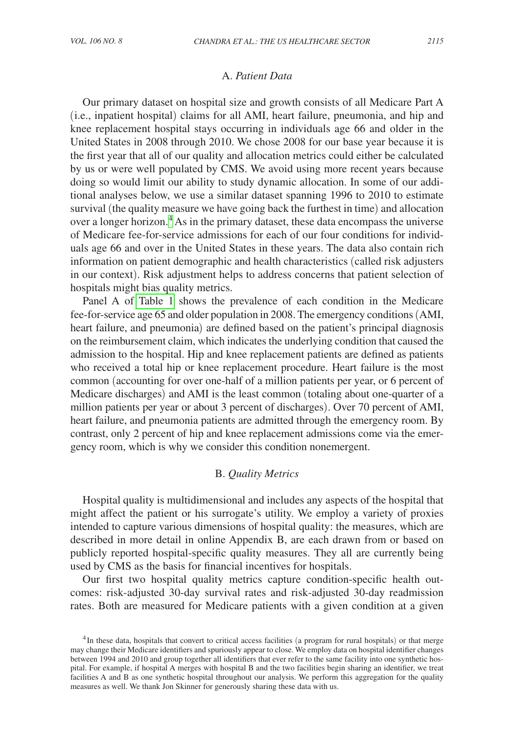### A. *Patient Data*

Our primary dataset on hospital size and growth consists of all Medicare Part A (i.e., inpatient hospital) claims for all AMI, heart failure, pneumonia, and hip and knee replacement hospital stays occurring in individuals age 66 and older in the United States in 2008 through 2010. We chose 2008 for our base year because it is the first year that all of our quality and allocation metrics could either be calculated by us or were well populated by CMS. We avoid using more recent years because doing so would limit our ability to study dynamic allocation. In some of our additional analyses below, we use a similar dataset spanning 1996 to 2010 to estimate survival (the quality measure we have going back the furthest in time) and allocation over a longer horizon.[4] As in the primary dataset, these data encompass the universe of Medicare fee-for-service admissions for each of our four conditions for individuals age 66 and over in the United States in these years. The data also contain rich information on patient demographic and health characteristics (called risk adjusters in our context). Risk adjustment helps to address concerns that patient selection of hospitals might bias quality metrics.

Panel A of Table 1 shows the prevalence of each condition in the Medicare fee-for-service age 65 and older population in 2008. The emergency conditions (AMI, heart failure, and pneumonia) are defined based on the patient's principal diagnosis on the reimbursement claim, which indicates the underlying condition that caused the admission to the hospital. Hip and knee replacement patients are defined as patients who received a total hip or knee replacement procedure. Heart failure is the most common (accounting for over one-half of a million patients per year, or 6 percent of Medicare discharges) and AMI is the least common (totaling about one-quarter of a million patients per year or about 3 percent of discharges). Over 70 percent of AMI, heart failure, and pneumonia patients are admitted through the emergency room. By contrast, only 2 percent of hip and knee replacement admissions come via the emergency room, which is why we consider this condition nonemergent.

### B. *Quality Metrics*

Hospital quality is multidimensional and includes any aspects of the hospital that might affect the patient or his surrogate's utility. We employ a variety of proxies intended to capture various dimensions of hospital quality: the measures, which are described in more detail in online Appendix B, are each drawn from or based on publicly reported hospital-specific quality measures. They all are currently being used by CMS as the basis for financial incentives for hospitals.

Our first two hospital quality metrics capture condition-specific health outcomes: risk-adjusted 30-day survival rates and risk-adjusted 30-day readmission rates. Both are measured for Medicare patients with a given condition at a given

[4] In these data, hospitals that convert to critical access facilities (a program for rural hospitals) or that merge may change their Medicare identifiers and spuriously appear to close. We employ data on hospital identifier changes between 1994 and 2010 and group together all identifiers that ever refer to the same facility into one synthetic hospital. For example, if hospital A merges with hospital B and the two facilities begin sharing an identifier, we treat facilities A and B as one synthetic hospital throughout our analysis. We perform this aggregation for the quality measures as well. We thank Jon Skinner for generously sharing these data with us.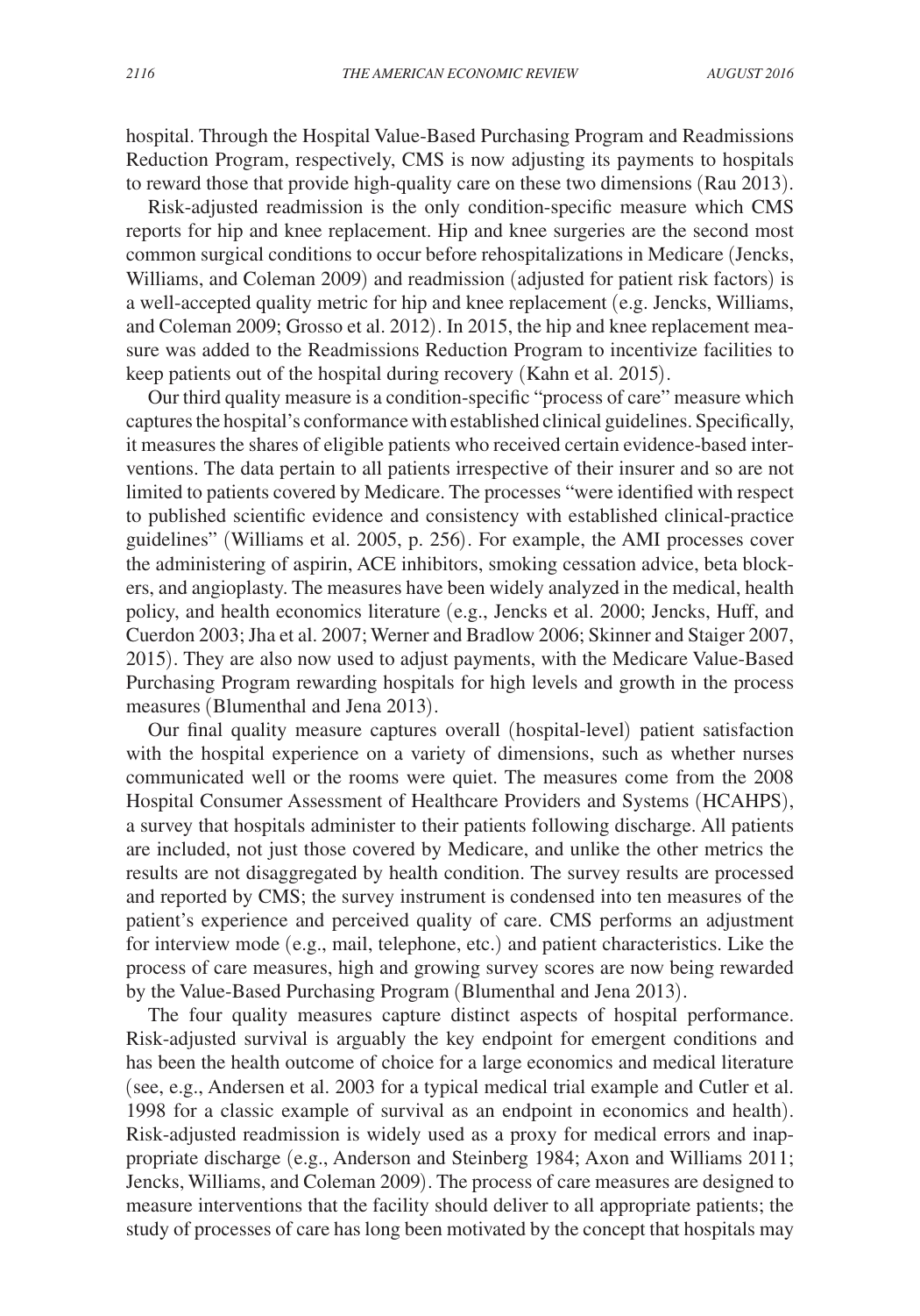hospital. Through the Hospital Value-Based Purchasing Program and Readmissions Reduction Program, respectively, CMS is now adjusting its payments to hospitals to reward those that provide high-quality care on these two dimensions (Rau 2013).

Risk-adjusted readmission is the only condition-specific measure which CMS reports for hip and knee replacement. Hip and knee surgeries are the second most common surgical conditions to occur before rehospitalizations in Medicare (Jencks, Williams, and Coleman 2009) and readmission (adjusted for patient risk factors) is a well-accepted quality metric for hip and knee replacement (e.g. Jencks, Williams, and Coleman 2009; Grosso et al. 2012). In 2015, the hip and knee replacement measure was added to the Readmissions Reduction Program to incentivize facilities to keep patients out of the hospital during recovery (Kahn et al. 2015).

Our third quality measure is a condition-specific "process of care" measure which captures the hospital's conformance with established clinical guidelines. Specifically, it measures the shares of eligible patients who received certain evidence-based interventions. The data pertain to all patients irrespective of their insurer and so are not limited to patients covered by Medicare. The processes "were identified with respect to published scientific evidence and consistency with established clinical-practice guidelines" (Williams et al. 2005, p. 256). For example, the AMI processes cover the administering of aspirin, ACE inhibitors, smoking cessation advice, beta blockers, and angioplasty. The measures have been widely analyzed in the medical, health policy, and health economics literature (e.g., Jencks et al. 2000; Jencks, Huff, and Cuerdon 2003; Jha et al. 2007; Werner and Bradlow 2006; Skinner and Staiger 2007, 2015). They are also now used to adjust payments, with the Medicare Value-Based Purchasing Program rewarding hospitals for high levels and growth in the process measures (Blumenthal and Jena 2013).

Our final quality measure captures overall (hospital-level) patient satisfaction with the hospital experience on a variety of dimensions, such as whether nurses communicated well or the rooms were quiet. The measures come from the 2008 Hospital Consumer Assessment of Healthcare Providers and Systems (HCAHPS), a survey that hospitals administer to their patients following discharge. All patients are included, not just those covered by Medicare, and unlike the other metrics the results are not disaggregated by health condition. The survey results are processed and reported by CMS; the survey instrument is condensed into ten measures of the patient's experience and perceived quality of care. CMS performs an adjustment for interview mode (e.g., mail, telephone, etc.) and patient characteristics. Like the process of care measures, high and growing survey scores are now being rewarded by the Value-Based Purchasing Program (Blumenthal and Jena 2013).

The four quality measures capture distinct aspects of hospital performance. Risk-adjusted survival is arguably the key endpoint for emergent conditions and has been the health outcome of choice for a large economics and medical literature (see, e.g., Andersen et al. 2003 for a typical medical trial example and Cutler et al. 1998 for a classic example of survival as an endpoint in economics and health). Risk-adjusted readmission is widely used as a proxy for medical errors and inappropriate discharge (e.g., Anderson and Steinberg 1984; Axon and Williams 2011; Jencks, Williams, and Coleman 2009). The process of care measures are designed to measure interventions that the facility should deliver to all appropriate patients; the study of processes of care has long been motivated by the concept that hospitals may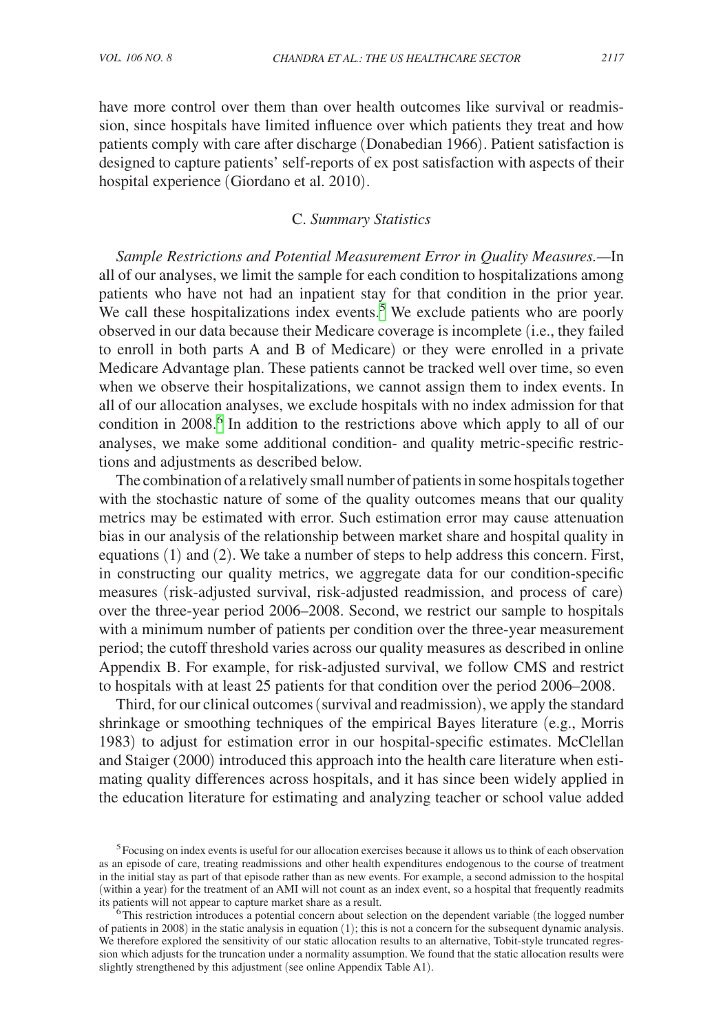have more control over them than over health outcomes like survival or readmission, since hospitals have limited influence over which patients they treat and how patients comply with care after discharge (Donabedian 1966). Patient satisfaction is designed to capture patients' self-reports of ex post satisfaction with aspects of their hospital experience (Giordano et al. 2010).

### C. *Summary Statistics*

*Sample Restrictions and Potential Measurement Error in Quality Measures.*—In all of our analyses, we limit the sample for each condition to hospitalizations among patients who have not had an inpatient stay for that condition in the prior year. We call these hospitalizations index events.[5] We exclude patients who are poorly observed in our data because their Medicare coverage is incomplete (i.e., they failed to enroll in both parts A and B of Medicare) or they were enrolled in a private Medicare Advantage plan. These patients cannot be tracked well over time, so even when we observe their hospitalizations, we cannot assign them to index events. In all of our allocation analyses, we exclude hospitals with no index admission for that condition in 2008.[6] In addition to the restrictions above which apply to all of our analyses, we make some additional condition- and quality metric-specific restrictions and adjustments as described below.

The combination of a relatively small number of patients in some hospitals together with the stochastic nature of some of the quality outcomes means that our quality metrics may be estimated with error. Such estimation error may cause attenuation bias in our analysis of the relationship between market share and hospital quality in equations (1) and (2). We take a number of steps to help address this concern. First, in constructing our quality metrics, we aggregate data for our condition-specific measures (risk-adjusted survival, risk-adjusted readmission, and process of care) over the three-year period 2006–2008. Second, we restrict our sample to hospitals with a minimum number of patients per condition over the three-year measurement period; the cutoff threshold varies across our quality measures as described in online Appendix B. For example, for risk-adjusted survival, we follow CMS and restrict to hospitals with at least 25 patients for that condition over the period 2006–2008.

Third, for our clinical outcomes (survival and readmission), we apply the standard shrinkage or smoothing techniques of the empirical Bayes literature (e.g., Morris 1983) to adjust for estimation error in our hospital-specific estimates. McClellan and Staiger (2000) introduced this approach into the health care literature when estimating quality differences across hospitals, and it has since been widely applied in the education literature for estimating and analyzing teacher or school value added

[5] Focusing on index events is useful for our allocation exercises because it allows us to think of each observation as an episode of care, treating readmissions and other health expenditures endogenous to the course of treatment in the initial stay as part of that episode rather than as new events. For example, a second admission to the hospital (within a year) for the treatment of an AMI will not count as an index event, so a hospital that frequently readmits its patients will not appear to capture market share as a result.

[6] This restriction introduces a potential concern about selection on the dependent variable (the logged number of patients in 2008) in the static analysis in equation (1); this is not a concern for the subsequent dynamic analysis. We therefore explored the sensitivity of our static allocation results to an alternative, Tobit-style truncated regression which adjusts for the truncation under a normality assumption. We found that the static allocation results were slightly strengthened by this adjustment (see online Appendix Table A1).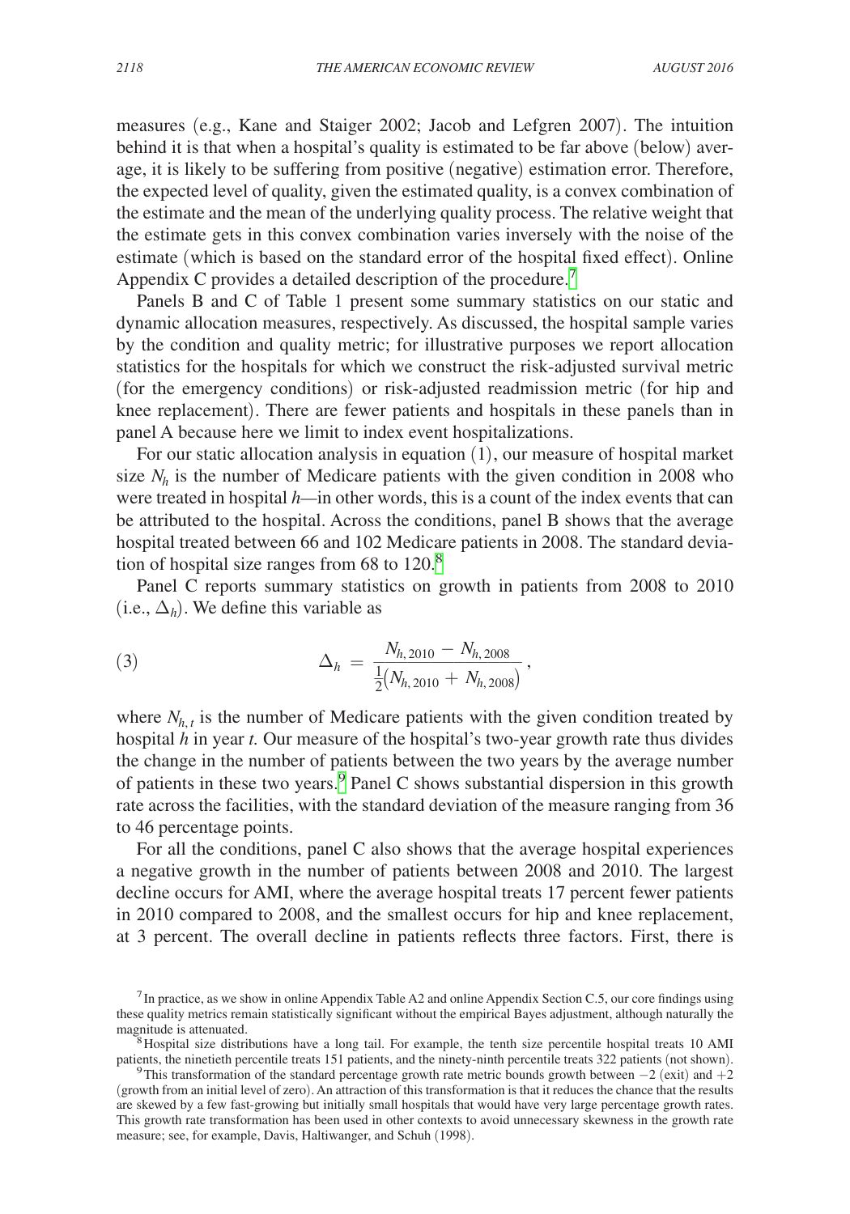measures (e.g., Kane and Staiger 2002; Jacob and Lefgren 2007). The intuition behind it is that when a hospital's quality is estimated to be far above (below) average, it is likely to be suffering from positive (negative) estimation error. Therefore, the expected level of quality, given the estimated quality, is a convex combination of the estimate and the mean of the underlying quality process. The relative weight that the estimate gets in this convex combination varies inversely with the noise of the estimate (which is based on the standard error of the hospital fixed effect). Online Appendix C provides a detailed description of the procedure.[7]

Panels B and C of Table 1 present some summary statistics on our static and dynamic allocation measures, respectively. As discussed, the hospital sample varies by the condition and quality metric; for illustrative purposes we report allocation statistics for the hospitals for which we construct the risk-adjusted survival metric (for the emergency conditions) or risk-adjusted readmission metric (for hip and knee replacement). There are fewer patients and hospitals in these panels than in panel A because here we limit to index event hospitalizations.

For our static allocation analysis in equation (1), our measure of hospital market size $N_h$ is the number of Medicare patients with the given condition in 2008 who were treated in hospital *h*—in other words, this is a count of the index events that can be attributed to the hospital. Across the conditions, panel B shows that the average hospital treated between 66 and 102 Medicare patients in 2008. The standard deviation of hospital size ranges from 68 to 120.[8]

Panel C reports summary statistics on growth in patients from 2008 to 2010 (i.e., $\Delta_h$). We define this variable as

$$\Delta_h = \frac{N_{h,2010} - N_{h,2008}}{\frac{1}{2}\left(N_{h,2010} + N_{h,2008}\right)}, \tag{3}$$

where $N_{h,t}$ is the number of Medicare patients with the given condition treated by hospital *h* in year *t*. Our measure of the hospital's two-year growth rate thus divides the change in the number of patients between the two years by the average number of patients in these two years.[9] Panel C shows substantial dispersion in this growth rate across the facilities, with the standard deviation of the measure ranging from 36 to 46 percentage points.

For all the conditions, panel C also shows that the average hospital experiences a negative growth in the number of patients between 2008 and 2010. The largest decline occurs for AMI, where the average hospital treats 17 percent fewer patients in 2010 compared to 2008, and the smallest occurs for hip and knee replacement, at 3 percent. The overall decline in patients reflects three factors. First, there is

[7] In practice, as we show in online Appendix Table A2 and online Appendix Section C.5, our core findings using these quality metrics remain statistically significant without the empirical Bayes adjustment, although naturally the magnitude is attenuated.

[8] Hospital size distributions have a long tail. For example, the tenth size percentile hospital treats 10 AMI patients, the ninetieth percentile treats 151 patients, and the ninety-ninth percentile treats 322 patients (not shown).

[9] This transformation of the standard percentage growth rate metric bounds growth between $-2$ (exit) and $+2$ (growth from an initial level of zero). An attraction of this transformation is that it reduces the chance that the results are skewed by a few fast-growing but initially small hospitals that would have very large percentage growth rates. This growth rate transformation has been used in other contexts to avoid unnecessary skewness in the growth rate measure; see, for example, Davis, Haltiwanger, and Schuh (1998).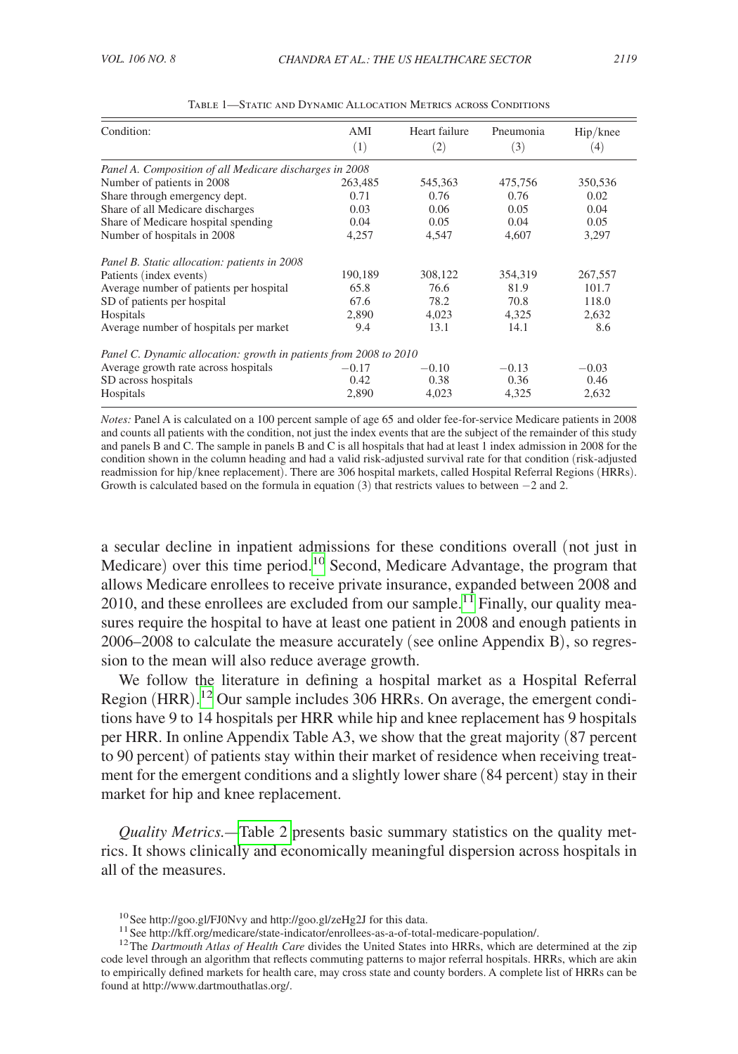Table 1—Static and Dynamic Allocation Metrics across Conditions

| Condition: | AMI (1) | Heart failure (2) | Pneumonia (3) | Hip/knee (4) |
|---|---|---|---|---|
| *Panel A. Composition of all Medicare discharges in 2008* | | | | |
| Number of patients in 2008 | 263,485 | 545,363 | 475,756 | 350,536 |
| Share through emergency dept. | 0.71 | 0.76 | 0.76 | 0.02 |
| Share of all Medicare discharges | 0.03 | 0.06 | 0.05 | 0.04 |
| Share of Medicare hospital spending | 0.04 | 0.05 | 0.04 | 0.05 |
| Number of hospitals in 2008 | 4,257 | 4,547 | 4,607 | 3,297 |
| *Panel B. Static allocation: patients in 2008* | | | | |
| Patients (index events) | 190,189 | 308,122 | 354,319 | 267,557 |
| Average number of patients per hospital | 65.8 | 76.6 | 81.9 | 101.7 |
| SD of patients per hospital | 67.6 | 78.2 | 70.8 | 118.0 |
| Hospitals | 2,890 | 4,023 | 4,325 | 2,632 |
| Average number of hospitals per market | 9.4 | 13.1 | 14.1 | 8.6 |
| *Panel C. Dynamic allocation: growth in patients from 2008 to 2010* | | | | |
| Average growth rate across hospitals | −0.17 | −0.10 | −0.13 | −0.03 |
| SD across hospitals | 0.42 | 0.38 | 0.36 | 0.46 |
| Hospitals | 2,890 | 4,023 | 4,325 | 2,632 |

*Notes:* Panel A is calculated on a 100 percent sample of age 65 and older fee-for-service Medicare patients in 2008 and counts all patients with the condition, not just the index events that are the subject of the remainder of this study and panels B and C. The sample in panels B and C is all hospitals that had at least 1 index admission in 2008 for the condition shown in the column heading and had a valid risk-adjusted survival rate for that condition (risk-adjusted readmission for hip/knee replacement). There are 306 hospital markets, called Hospital Referral Regions (HRRs). Growth is calculated based on the formula in equation (3) that restricts values to between −2 and 2.

a secular decline in inpatient admissions for these conditions overall (not just in Medicare) over this time period.[10] Second, Medicare Advantage, the program that allows Medicare enrollees to receive private insurance, expanded between 2008 and 2010, and these enrollees are excluded from our sample.[11] Finally, our quality measures require the hospital to have at least one patient in 2008 and enough patients in 2006–2008 to calculate the measure accurately (see online Appendix B), so regression to the mean will also reduce average growth.

We follow the literature in defining a hospital market as a Hospital Referral Region (HRR).[12] Our sample includes 306 HRRs. On average, the emergent conditions have 9 to 14 hospitals per HRR while hip and knee replacement has 9 hospitals per HRR. In online Appendix Table A3, we show that the great majority (87 percent to 90 percent) of patients stay within their market of residence when receiving treatment for the emergent conditions and a slightly lower share (84 percent) stay in their market for hip and knee replacement.

*Quality Metrics.*—Table 2 presents basic summary statistics on the quality metrics. It shows clinically and economically meaningful dispersion across hospitals in all of the measures.

[10] See http://goo.gl/FJ0Nvy and http://goo.gl/zeHg2J for this data.

[11] See http://kff.org/medicare/state-indicator/enrollees-as-a-of-total-medicare-population/.

[12] The *Dartmouth Atlas of Health Care* divides the United States into HRRs, which are determined at the zip code level through an algorithm that reflects commuting patterns to major referral hospitals. HRRs, which are akin to empirically defined markets for health care, may cross state and county borders. A complete list of HRRs can be found at http://www.dartmouthatlas.org/.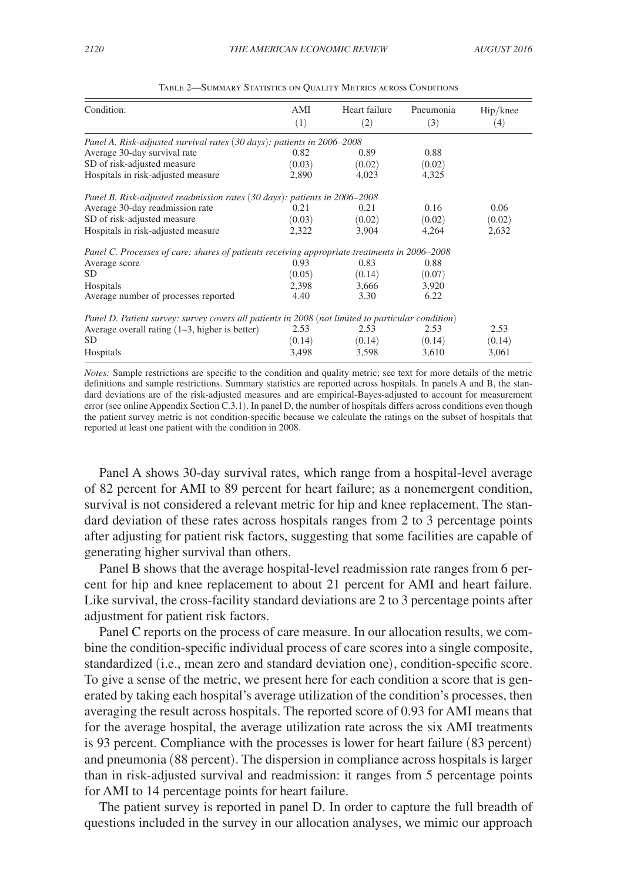Table 2—Summary Statistics on Quality Metrics across Conditions

| Condition: | AMI (1) | Heart failure (2) | Pneumonia (3) | Hip/knee (4) |
|---|---|---|---|---|
| *Panel A. Risk-adjusted survival rates (30 days): patients in 2006–2008* | | | | |
| Average 30-day survival rate | 0.82 | 0.89 | 0.88 | |
| SD of risk-adjusted measure | (0.03) | (0.02) | (0.02) | |
| Hospitals in risk-adjusted measure | 2,890 | 4,023 | 4,325 | |
| *Panel B. Risk-adjusted readmission rates (30 days): patients in 2006–2008* | | | | |
| Average 30-day readmission rate | 0.21 | 0.21 | 0.16 | 0.06 |
| SD of risk-adjusted measure | (0.03) | (0.02) | (0.02) | (0.02) |
| Hospitals in risk-adjusted measure | 2,322 | 3,904 | 4,264 | 2,632 |
| *Panel C. Processes of care: shares of patients receiving appropriate treatments in 2006–2008* | | | | |
| Average score | 0.93 | 0.83 | 0.88 | |
| SD | (0.05) | (0.14) | (0.07) | |
| Hospitals | 2,398 | 3,666 | 3,920 | |
| Average number of processes reported | 4.40 | 3.30 | 6.22 | |
| *Panel D. Patient survey: survey covers all patients in 2008 (not limited to particular condition)* | | | | |
| Average overall rating (1–3, higher is better) | 2.53 | 2.53 | 2.53 | 2.53 |
| SD | (0.14) | (0.14) | (0.14) | (0.14) |
| Hospitals | 3,498 | 3,598 | 3,610 | 3,061 |

*Notes:* Sample restrictions are specific to the condition and quality metric; see text for more details of the metric definitions and sample restrictions. Summary statistics are reported across hospitals. In panels A and B, the standard deviations are of the risk-adjusted measures and are empirical-Bayes-adjusted to account for measurement error (see online Appendix Section C.3.1). In panel D, the number of hospitals differs across conditions even though the patient survey metric is not condition-specific because we calculate the ratings on the subset of hospitals that reported at least one patient with the condition in 2008.

Panel A shows 30-day survival rates, which range from a hospital-level average of 82 percent for AMI to 89 percent for heart failure; as a nonemergent condition, survival is not considered a relevant metric for hip and knee replacement. The standard deviation of these rates across hospitals ranges from 2 to 3 percentage points after adjusting for patient risk factors, suggesting that some facilities are capable of generating higher survival than others.

Panel B shows that the average hospital-level readmission rate ranges from 6 percent for hip and knee replacement to about 21 percent for AMI and heart failure. Like survival, the cross-facility standard deviations are 2 to 3 percentage points after adjustment for patient risk factors.

Panel C reports on the process of care measure. In our allocation results, we combine the condition-specific individual process of care scores into a single composite, standardized (i.e., mean zero and standard deviation one), condition-specific score. To give a sense of the metric, we present here for each condition a score that is generated by taking each hospital's average utilization of the condition's processes, then averaging the result across hospitals. The reported score of 0.93 for AMI means that for the average hospital, the average utilization rate across the six AMI treatments is 93 percent. Compliance with the processes is lower for heart failure (83 percent) and pneumonia (88 percent). The dispersion in compliance across hospitals is larger than in risk-adjusted survival and readmission: it ranges from 5 percentage points for AMI to 14 percentage points for heart failure.

The patient survey is reported in panel D. In order to capture the full breadth of questions included in the survey in our allocation analyses, we mimic our approach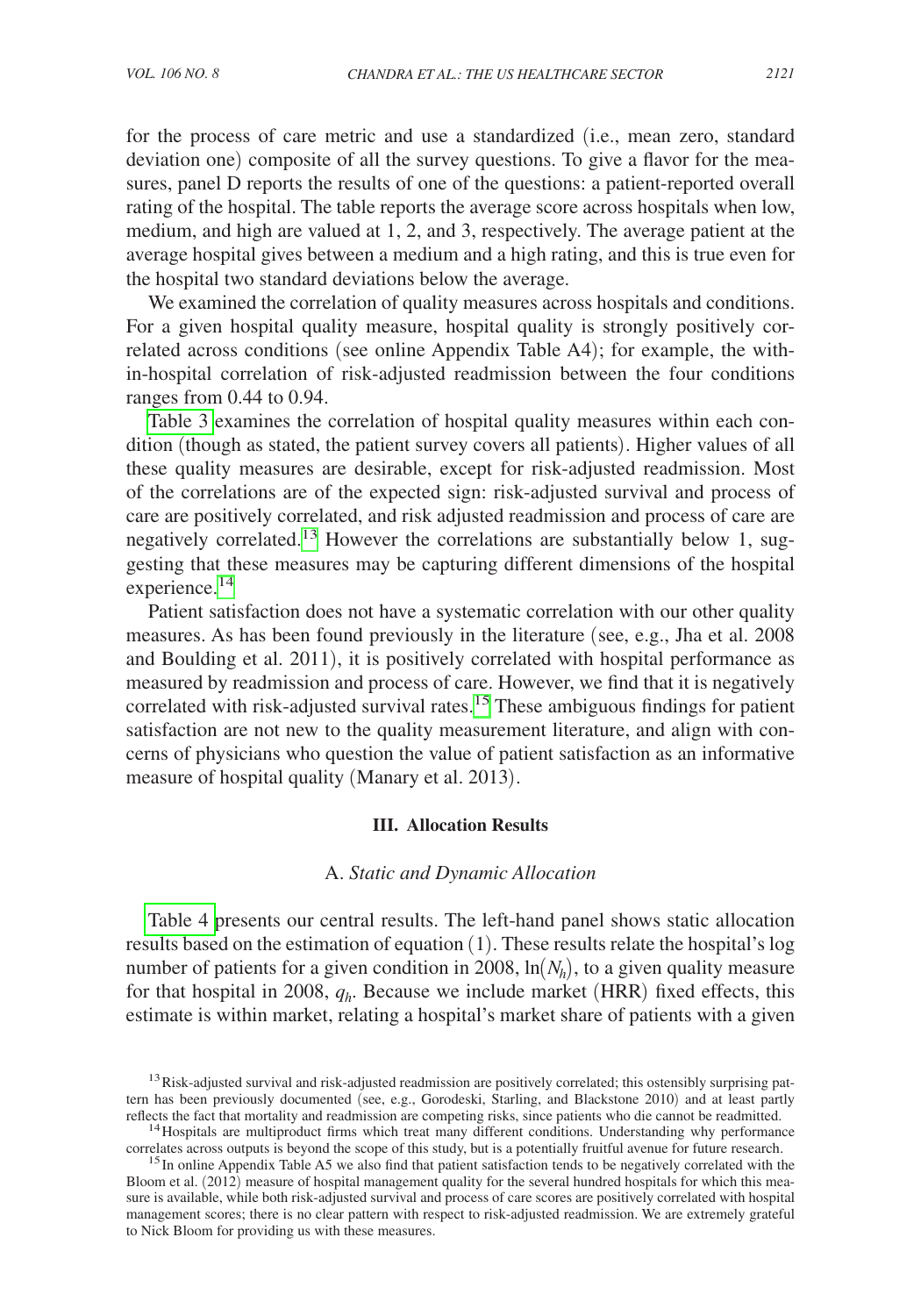for the process of care metric and use a standardized (i.e., mean zero, standard deviation one) composite of all the survey questions. To give a flavor for the measures, panel D reports the results of one of the questions: a patient-reported overall rating of the hospital. The table reports the average score across hospitals when low, medium, and high are valued at 1, 2, and 3, respectively. The average patient at the average hospital gives between a medium and a high rating, and this is true even for the hospital two standard deviations below the average.

We examined the correlation of quality measures across hospitals and conditions. For a given hospital quality measure, hospital quality is strongly positively correlated across conditions (see online Appendix Table A4); for example, the within-hospital correlation of risk-adjusted readmission between the four conditions ranges from 0.44 to 0.94.

Table 3 examines the correlation of hospital quality measures within each condition (though as stated, the patient survey covers all patients). Higher values of all these quality measures are desirable, except for risk-adjusted readmission. Most of the correlations are of the expected sign: risk-adjusted survival and process of care are positively correlated, and risk adjusted readmission and process of care are negatively correlated.[13] However the correlations are substantially below 1, suggesting that these measures may be capturing different dimensions of the hospital experience.[14]

Patient satisfaction does not have a systematic correlation with our other quality measures. As has been found previously in the literature (see, e.g., Jha et al. 2008 and Boulding et al. 2011), it is positively correlated with hospital performance as measured by readmission and process of care. However, we find that it is negatively correlated with risk-adjusted survival rates.[15] These ambiguous findings for patient satisfaction are not new to the quality measurement literature, and align with concerns of physicians who question the value of patient satisfaction as an informative measure of hospital quality (Manary et al. 2013).

## III. Allocation Results

### A. *Static and Dynamic Allocation*

Table 4 presents our central results. The left-hand panel shows static allocation results based on the estimation of equation (1). These results relate the hospital's log number of patients for a given condition in 2008, $\ln(N_h)$, to a given quality measure for that hospital in 2008, $q_h$. Because we include market (HRR) fixed effects, this estimate is within market, relating a hospital's market share of patients with a given

[13] Risk-adjusted survival and risk-adjusted readmission are positively correlated; this ostensibly surprising pattern has been previously documented (see, e.g., Gorodeski, Starling, and Blackstone 2010) and at least partly reflects the fact that mortality and readmission are competing risks, since patients who die cannot be readmitted.

[14] Hospitals are multiproduct firms which treat many different conditions. Understanding why performance correlates across outputs is beyond the scope of this study, but is a potentially fruitful avenue for future research.

[15] In online Appendix Table A5 we also find that patient satisfaction tends to be negatively correlated with the Bloom et al. (2012) measure of hospital management quality for the several hundred hospitals for which this measure is available, while both risk-adjusted survival and process of care scores are positively correlated with hospital management scores; there is no clear pattern with respect to risk-adjusted readmission. We are extremely grateful to Nick Bloom for providing us with these measures.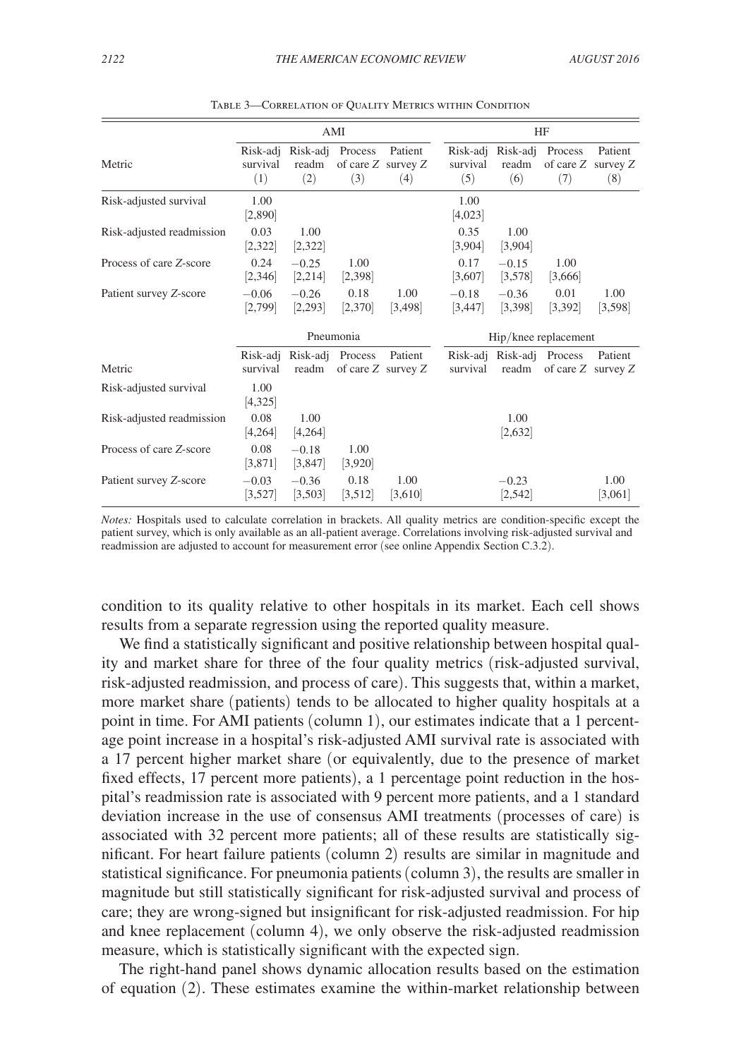Table 3—Correlation of Quality Metrics within Condition

| | AMI | | | | HF | | | |
|---|---|---|---|---|---|---|---|---|
| Metric | Risk-adj survival (1) | Risk-adj readm (2) | Process of care $Z$ (3) | Patient survey $Z$ (4) | Risk-adj survival (5) | Risk-adj readm (6) | Process of care $Z$ (7) | Patient survey $Z$ (8) |
| Risk-adjusted survival | 1.00 [2,890] | | | | 1.00 [4,023] | | | |
| Risk-adjusted readmission | 0.03 [2,322] | 1.00 [2,322] | | | 0.35 [3,904] | 1.00 [3,904] | | |
| Process of care $Z$-score | 0.24 [2,346] | −0.25 [2,214] | 1.00 [2,398] | | 0.17 [3,607] | −0.15 [3,578] | 1.00 [3,666] | |
| Patient survey $Z$-score | −0.06 [2,799] | −0.26 [2,293] | 0.18 [2,370] | 1.00 [3,498] | −0.18 [3,447] | −0.36 [3,398] | 0.01 [3,392] | 1.00 [3,598] |
| | Pneumonia | | | | Hip/knee replacement | | | |
| Metric | Risk-adj survival | Risk-adj readm | Process of care $Z$ | Patient survey $Z$ | Risk-adj survival | Risk-adj readm | Process of care $Z$ | Patient survey $Z$ |
| Risk-adjusted survival | 1.00 [4,325] | | | | | | | |
| Risk-adjusted readmission | 0.08 [4,264] | 1.00 [4,264] | | | | 1.00 [2,632] | | |
| Process of care $Z$-score | 0.08 [3,871] | −0.18 [3,847] | 1.00 [3,920] | | | | | |
| Patient survey $Z$-score | −0.03 [3,527] | −0.36 [3,503] | 0.18 [3,512] | 1.00 [3,610] | | −0.23 [2,542] | | 1.00 [3,061] |

*Notes:* Hospitals used to calculate correlation in brackets. All quality metrics are condition-specific except the patient survey, which is only available as an all-patient average. Correlations involving risk-adjusted survival and readmission are adjusted to account for measurement error (see online Appendix Section C.3.2).

condition to its quality relative to other hospitals in its market. Each cell shows results from a separate regression using the reported quality measure.

We find a statistically significant and positive relationship between hospital quality and market share for three of the four quality metrics (risk-adjusted survival, risk-adjusted readmission, and process of care). This suggests that, within a market, more market share (patients) tends to be allocated to higher quality hospitals at a point in time. For AMI patients (column 1), our estimates indicate that a 1 percentage point increase in a hospital's risk-adjusted AMI survival rate is associated with a 17 percent higher market share (or equivalently, due to the presence of market fixed effects, 17 percent more patients), a 1 percentage point reduction in the hospital's readmission rate is associated with 9 percent more patients, and a 1 standard deviation increase in the use of consensus AMI treatments (processes of care) is associated with 32 percent more patients; all of these results are statistically significant. For heart failure patients (column 2) results are similar in magnitude and statistical significance. For pneumonia patients (column 3), the results are smaller in magnitude but still statistically significant for risk-adjusted survival and process of care; they are wrong-signed but insignificant for risk-adjusted readmission. For hip and knee replacement (column 4), we only observe the risk-adjusted readmission measure, which is statistically significant with the expected sign.

The right-hand panel shows dynamic allocation results based on the estimation of equation (2). These estimates examine the within-market relationship between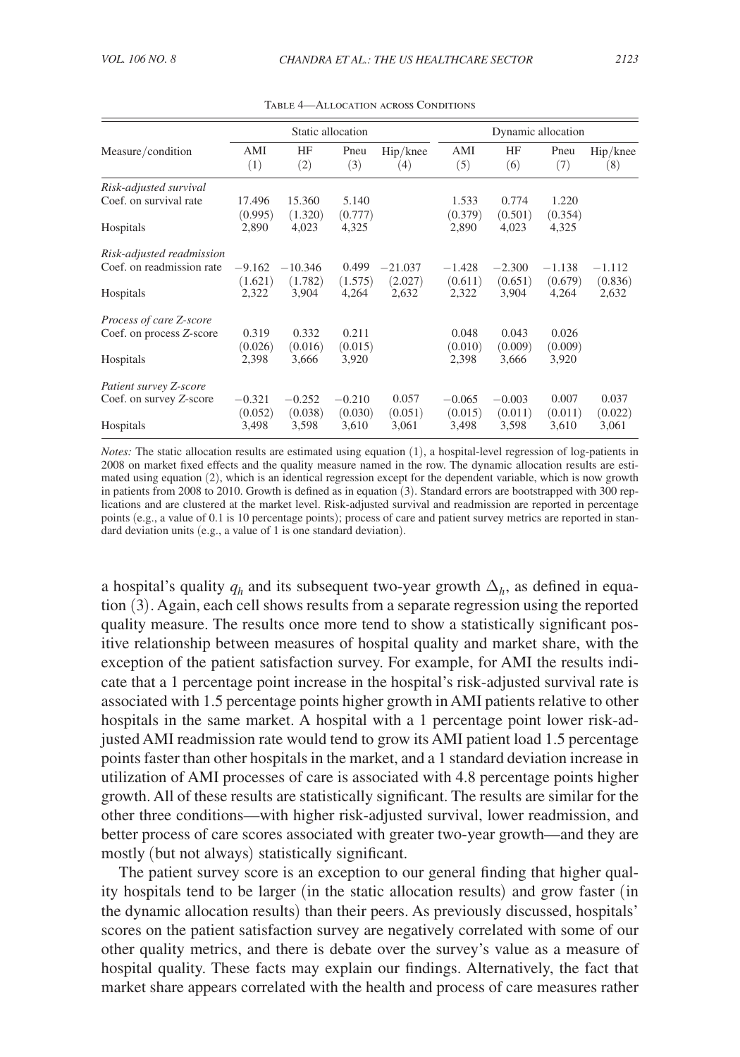Table 4—Allocation across Conditions

| Measure/condition | Static allocation AMI (1) | HF (2) | Pneu (3) | Hip/knee (4) | Dynamic allocation AMI (5) | HF (6) | Pneu (7) | Hip/knee (8) |
|---|---|---|---|---|---|---|---|---|
| *Risk-adjusted survival* | | | | | | | | |
| Coef. on survival rate | 17.496 | 15.360 | 5.140 | | 1.533 | 0.774 | 1.220 | |
| | (0.995) | (1.320) | (0.777) | | (0.379) | (0.501) | (0.354) | |
| Hospitals | 2,890 | 4,023 | 4,325 | | 2,890 | 4,023 | 4,325 | |
| *Risk-adjusted readmission* | | | | | | | | |
| Coef. on readmission rate | −9.162 | −10.346 | 0.499 | −21.037 | −1.428 | −2.300 | −1.138 | −1.112 |
| | (1.621) | (1.782) | (1.575) | (2.027) | (0.611) | (0.651) | (0.679) | (0.836) |
| Hospitals | 2,322 | 3,904 | 4,264 | 2,632 | 2,322 | 3,904 | 4,264 | 2,632 |
| *Process of care Z-score* | | | | | | | | |
| Coef. on process Z-score | 0.319 | 0.332 | 0.211 | | 0.048 | 0.043 | 0.026 | |
| | (0.026) | (0.016) | (0.015) | | (0.010) | (0.009) | (0.009) | |
| Hospitals | 2,398 | 3,666 | 3,920 | | 2,398 | 3,666 | 3,920 | |
| *Patient survey Z-score* | | | | | | | | |
| Coef. on survey Z-score | −0.321 | −0.252 | −0.210 | 0.057 | −0.065 | −0.003 | 0.007 | 0.037 |
| | (0.052) | (0.038) | (0.030) | (0.051) | (0.015) | (0.011) | (0.011) | (0.022) |
| Hospitals | 3,498 | 3,598 | 3,610 | 3,061 | 3,498 | 3,598 | 3,610 | 3,061 |

*Notes:* The static allocation results are estimated using equation (1), a hospital-level regression of log-patients in 2008 on market fixed effects and the quality measure named in the row. The dynamic allocation results are estimated using equation (2), which is an identical regression except for the dependent variable, which is now growth in patients from 2008 to 2010. Growth is defined as in equation (3). Standard errors are bootstrapped with 300 replications and are clustered at the market level. Risk-adjusted survival and readmission are reported in percentage points (e.g., a value of 0.1 is 10 percentage points); process of care and patient survey metrics are reported in standard deviation units (e.g., a value of 1 is one standard deviation).

a hospital's quality $q_h$ and its subsequent two-year growth $\Delta_h$, as defined in equation (3). Again, each cell shows results from a separate regression using the reported quality measure. The results once more tend to show a statistically significant positive relationship between measures of hospital quality and market share, with the exception of the patient satisfaction survey. For example, for AMI the results indicate that a 1 percentage point increase in the hospital's risk-adjusted survival rate is associated with 1.5 percentage points higher growth in AMI patients relative to other hospitals in the same market. A hospital with a 1 percentage point lower risk-adjusted AMI readmission rate would tend to grow its AMI patient load 1.5 percentage points faster than other hospitals in the market, and a 1 standard deviation increase in utilization of AMI processes of care is associated with 4.8 percentage points higher growth. All of these results are statistically significant. The results are similar for the other three conditions—with higher risk-adjusted survival, lower readmission, and better process of care scores associated with greater two-year growth—and they are mostly (but not always) statistically significant.

The patient survey score is an exception to our general finding that higher quality hospitals tend to be larger (in the static allocation results) and grow faster (in the dynamic allocation results) than their peers. As previously discussed, hospitals' scores on the patient satisfaction survey are negatively correlated with some of our other quality metrics, and there is debate over the survey's value as a measure of hospital quality. These facts may explain our findings. Alternatively, the fact that market share appears correlated with the health and process of care measures rather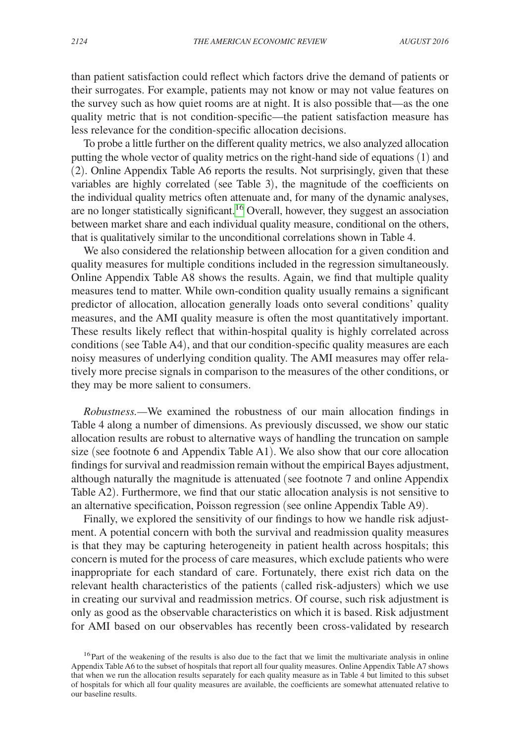than patient satisfaction could reflect which factors drive the demand of patients or their surrogates. For example, patients may not know or may not value features on the survey such as how quiet rooms are at night. It is also possible that—as the one quality metric that is not condition-specific—the patient satisfaction measure has less relevance for the condition-specific allocation decisions.

To probe a little further on the different quality metrics, we also analyzed allocation putting the whole vector of quality metrics on the right-hand side of equations (1) and (2). Online Appendix Table A6 reports the results. Not surprisingly, given that these variables are highly correlated (see Table 3), the magnitude of the coefficients on the individual quality metrics often attenuate and, for many of the dynamic analyses, are no longer statistically significant.[16] Overall, however, they suggest an association between market share and each individual quality measure, conditional on the others, that is qualitatively similar to the unconditional correlations shown in Table 4.

We also considered the relationship between allocation for a given condition and quality measures for multiple conditions included in the regression simultaneously. Online Appendix Table A8 shows the results. Again, we find that multiple quality measures tend to matter. While own-condition quality usually remains a significant predictor of allocation, allocation generally loads onto several conditions' quality measures, and the AMI quality measure is often the most quantitatively important. These results likely reflect that within-hospital quality is highly correlated across conditions (see Table A4), and that our condition-specific quality measures are each noisy measures of underlying condition quality. The AMI measures may offer relatively more precise signals in comparison to the measures of the other conditions, or they may be more salient to consumers.

*Robustness.*—We examined the robustness of our main allocation findings in Table 4 along a number of dimensions. As previously discussed, we show our static allocation results are robust to alternative ways of handling the truncation on sample size (see footnote 6 and Appendix Table A1). We also show that our core allocation findings for survival and readmission remain without the empirical Bayes adjustment, although naturally the magnitude is attenuated (see footnote 7 and online Appendix Table A2). Furthermore, we find that our static allocation analysis is not sensitive to an alternative specification, Poisson regression (see online Appendix Table A9).

Finally, we explored the sensitivity of our findings to how we handle risk adjustment. A potential concern with both the survival and readmission quality measures is that they may be capturing heterogeneity in patient health across hospitals; this concern is muted for the process of care measures, which exclude patients who were inappropriate for each standard of care. Fortunately, there exist rich data on the relevant health characteristics of the patients (called risk-adjusters) which we use in creating our survival and readmission metrics. Of course, such risk adjustment is only as good as the observable characteristics on which it is based. Risk adjustment for AMI based on our observables has recently been cross-validated by research

[16] Part of the weakening of the results is also due to the fact that we limit the multivariate analysis in online Appendix Table A6 to the subset of hospitals that report all four quality measures. Online Appendix Table A7 shows that when we run the allocation results separately for each quality measure as in Table 4 but limited to this subset of hospitals for which all four quality measures are available, the coefficients are somewhat attenuated relative to our baseline results.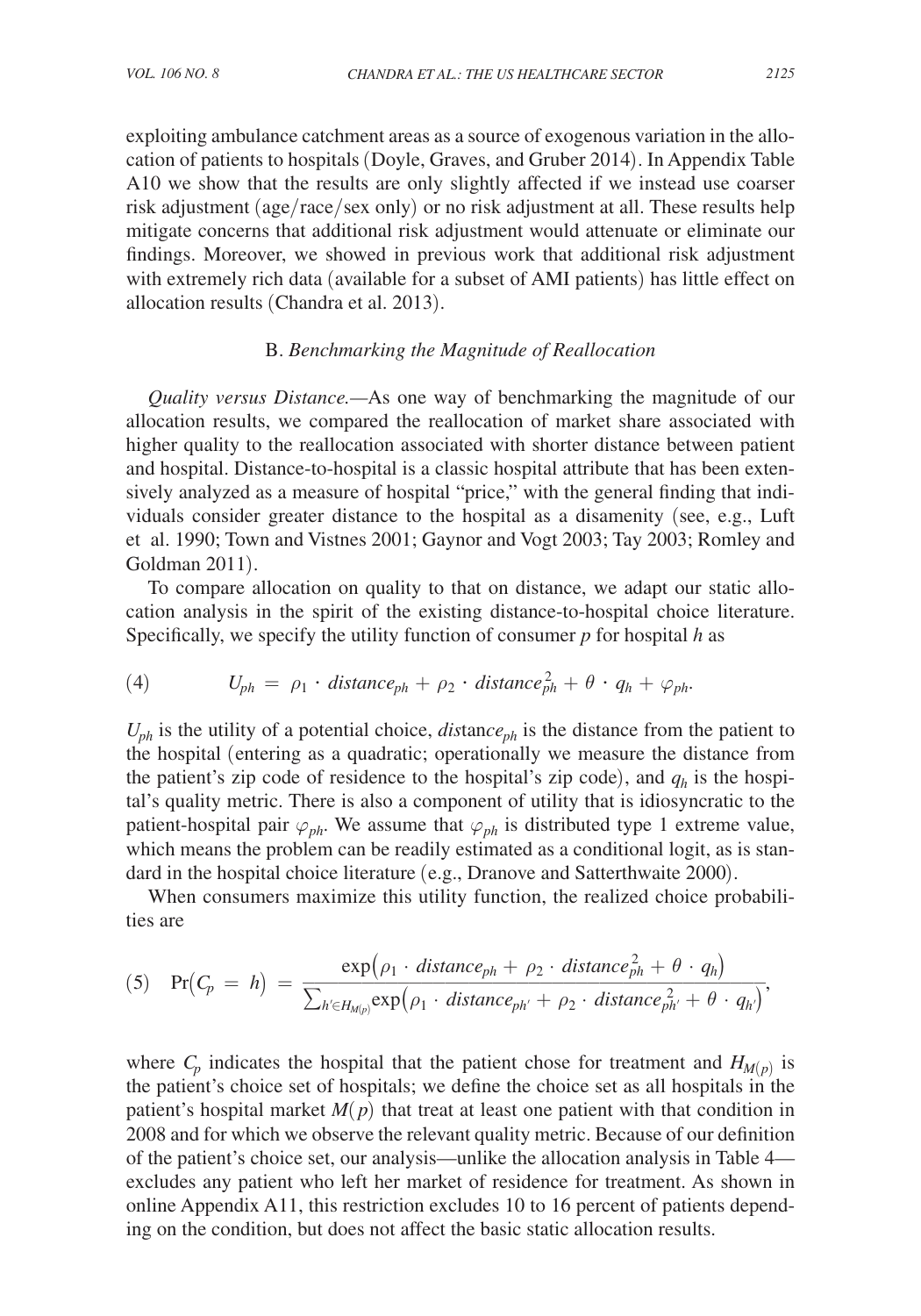exploiting ambulance catchment areas as a source of exogenous variation in the allocation of patients to hospitals (Doyle, Graves, and Gruber 2014). In Appendix Table A10 we show that the results are only slightly affected if we instead use coarser risk adjustment (age/race/sex only) or no risk adjustment at all. These results help mitigate concerns that additional risk adjustment would attenuate or eliminate our findings. Moreover, we showed in previous work that additional risk adjustment with extremely rich data (available for a subset of AMI patients) has little effect on allocation results (Chandra et al. 2013).

### B. *Benchmarking the Magnitude of Reallocation*

*Quality versus Distance.*—As one way of benchmarking the magnitude of our allocation results, we compared the reallocation of market share associated with higher quality to the reallocation associated with shorter distance between patient and hospital. Distance-to-hospital is a classic hospital attribute that has been extensively analyzed as a measure of hospital "price," with the general finding that individuals consider greater distance to the hospital as a disamenity (see, e.g., Luft et al. 1990; Town and Vistnes 2001; Gaynor and Vogt 2003; Tay 2003; Romley and Goldman 2011).

To compare allocation on quality to that on distance, we adapt our static allocation analysis in the spirit of the existing distance-to-hospital choice literature. Specifically, we specify the utility function of consumer $p$ for hospital $h$ as

$$U_{ph} = \rho_1 \cdot distance_{ph} + \rho_2 \cdot distance_{ph}^2 + \theta \cdot q_h + \varphi_{ph}. \tag{4}$$

$U_{ph}$ is the utility of a potential choice, $distance_{ph}$ is the distance from the patient to the hospital (entering as a quadratic; operationally we measure the distance from the patient's zip code of residence to the hospital's zip code), and $q_h$ is the hospital's quality metric. There is also a component of utility that is idiosyncratic to the patient-hospital pair $\varphi_{ph}$. We assume that $\varphi_{ph}$ is distributed type 1 extreme value, which means the problem can be readily estimated as a conditional logit, as is standard in the hospital choice literature (e.g., Dranove and Satterthwaite 2000).

When consumers maximize this utility function, the realized choice probabilities are

$$\Pr(C_p = h) = \frac{\exp(\rho_1 \cdot distance_{ph} + \rho_2 \cdot distance_{ph}^2 + \theta \cdot q_h)}{\sum_{h' \in H_{M(p)}} \exp(\rho_1 \cdot distance_{ph'} + \rho_2 \cdot distance_{ph'}^2 + \theta \cdot q_{h'})}, \tag{5}$$

where $C_p$ indicates the hospital that the patient chose for treatment and $H_{M(p)}$ is the patient's choice set of hospitals; we define the choice set as all hospitals in the patient's hospital market $M(p)$ that treat at least one patient with that condition in 2008 and for which we observe the relevant quality metric. Because of our definition of the patient's choice set, our analysis—unlike the allocation analysis in Table 4—excludes any patient who left her market of residence for treatment. As shown in online Appendix A11, this restriction excludes 10 to 16 percent of patients depending on the condition, but does not affect the basic static allocation results.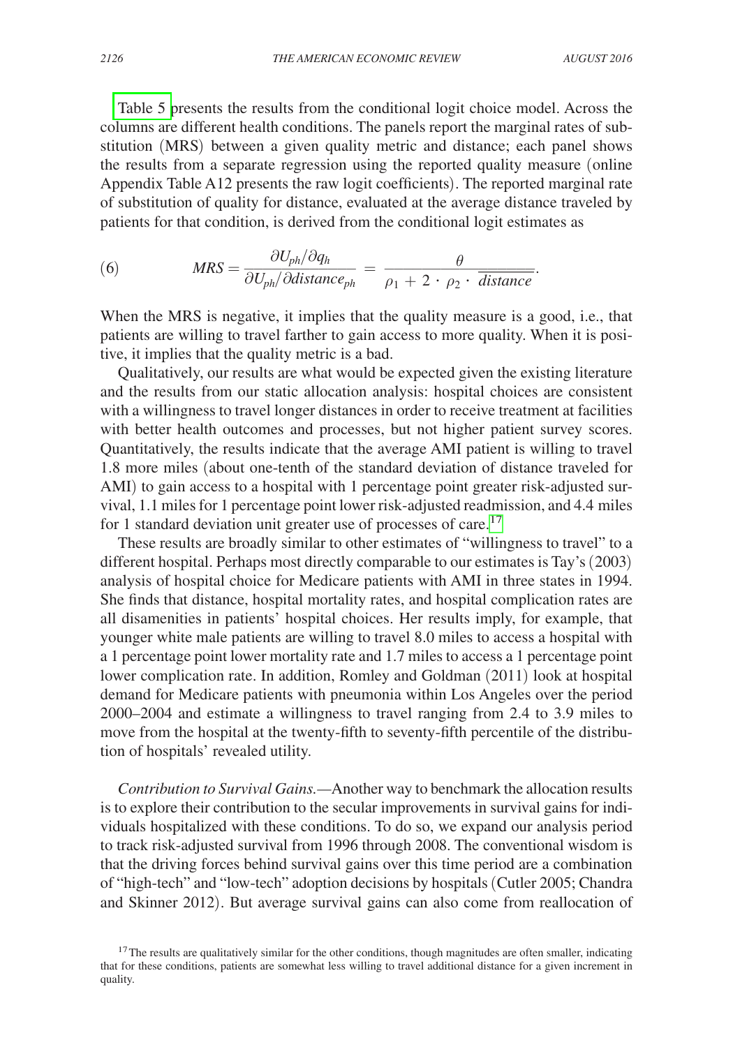Table 5 presents the results from the conditional logit choice model. Across the columns are different health conditions. The panels report the marginal rates of substitution (MRS) between a given quality metric and distance; each panel shows the results from a separate regression using the reported quality measure (online Appendix Table A12 presents the raw logit coefficients). The reported marginal rate of substitution of quality for distance, evaluated at the average distance traveled by patients for that condition, is derived from the conditional logit estimates as

$$(6) \qquad MRS = \frac{\partial U_{ph}/\partial q_h}{\partial U_{ph}/\partial distance_{ph}} = \frac{\theta}{\rho_1 + 2 \cdot \rho_2 \cdot \overline{distance}}.$$

When the MRS is negative, it implies that the quality measure is a good, i.e., that patients are willing to travel farther to gain access to more quality. When it is positive, it implies that the quality metric is a bad.

Qualitatively, our results are what would be expected given the existing literature and the results from our static allocation analysis: hospital choices are consistent with a willingness to travel longer distances in order to receive treatment at facilities with better health outcomes and processes, but not higher patient survey scores. Quantitatively, the results indicate that the average AMI patient is willing to travel 1.8 more miles (about one-tenth of the standard deviation of distance traveled for AMI) to gain access to a hospital with 1 percentage point greater risk-adjusted survival, 1.1 miles for 1 percentage point lower risk-adjusted readmission, and 4.4 miles for 1 standard deviation unit greater use of processes of care.[17]

These results are broadly similar to other estimates of "willingness to travel" to a different hospital. Perhaps most directly comparable to our estimates is Tay's (2003) analysis of hospital choice for Medicare patients with AMI in three states in 1994. She finds that distance, hospital mortality rates, and hospital complication rates are all disamenities in patients' hospital choices. Her results imply, for example, that younger white male patients are willing to travel 8.0 miles to access a hospital with a 1 percentage point lower mortality rate and 1.7 miles to access a 1 percentage point lower complication rate. In addition, Romley and Goldman (2011) look at hospital demand for Medicare patients with pneumonia within Los Angeles over the period 2000–2004 and estimate a willingness to travel ranging from 2.4 to 3.9 miles to move from the hospital at the twenty-fifth to seventy-fifth percentile of the distribution of hospitals' revealed utility.

*Contribution to Survival Gains.*—Another way to benchmark the allocation results is to explore their contribution to the secular improvements in survival gains for individuals hospitalized with these conditions. To do so, we expand our analysis period to track risk-adjusted survival from 1996 through 2008. The conventional wisdom is that the driving forces behind survival gains over this time period are a combination of "high-tech" and "low-tech" adoption decisions by hospitals (Cutler 2005; Chandra and Skinner 2012). But average survival gains can also come from reallocation of

[17] The results are qualitatively similar for the other conditions, though magnitudes are often smaller, indicating that for these conditions, patients are somewhat less willing to travel additional distance for a given increment in quality.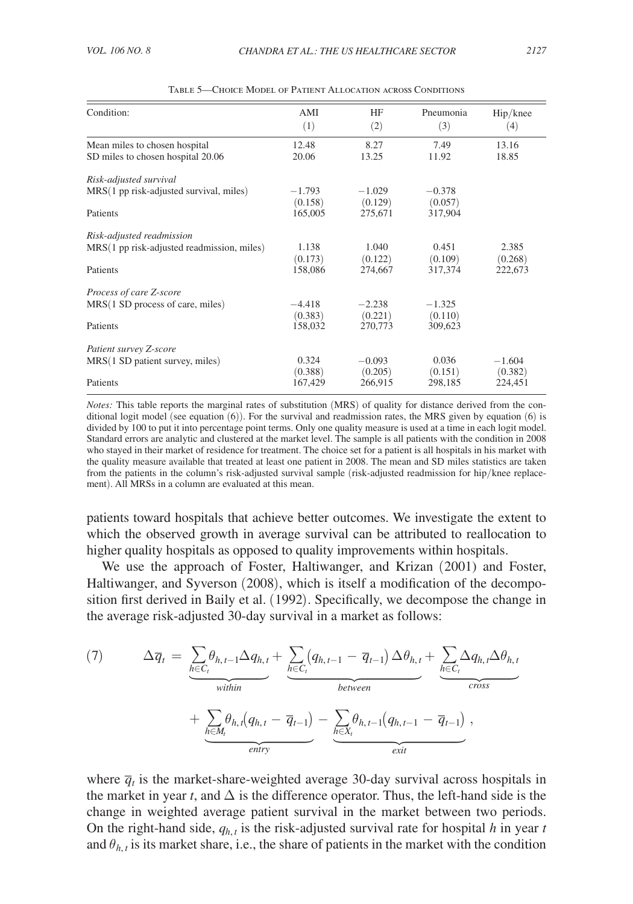Table 5—Choice Model of Patient Allocation across Conditions

| Condition: | AMI (1) | HF (2) | Pneumonia (3) | Hip/knee (4) |
|---|---|---|---|---|
| Mean miles to chosen hospital | 12.48 | 8.27 | 7.49 | 13.16 |
| SD miles to chosen hospital 20.06 | 20.06 | 13.25 | 11.92 | 18.85 |
| *Risk-adjusted survival* | | | | |
| MRS(1 pp risk-adjusted survival, miles) | −1.793 | −1.029 | −0.378 | |
| | (0.158) | (0.129) | (0.057) | |
| Patients | 165,005 | 275,671 | 317,904 | |
| *Risk-adjusted readmission* | | | | |
| MRS(1 pp risk-adjusted readmission, miles) | 1.138 | 1.040 | 0.451 | 2.385 |
| | (0.173) | (0.122) | (0.109) | (0.268) |
| Patients | 158,086 | 274,667 | 317,374 | 222,673 |
| *Process of care Z-score* | | | | |
| MRS(1 SD process of care, miles) | −4.418 | −2.238 | −1.325 | |
| | (0.383) | (0.221) | (0.110) | |
| Patients | 158,032 | 270,773 | 309,623 | |
| *Patient survey Z-score* | | | | |
| MRS(1 SD patient survey, miles) | 0.324 | −0.093 | 0.036 | −1.604 |
| | (0.388) | (0.205) | (0.151) | (0.382) |
| Patients | 167,429 | 266,915 | 298,185 | 224,451 |

*Notes:* This table reports the marginal rates of substitution (MRS) of quality for distance derived from the conditional logit model (see equation (6)). For the survival and readmission rates, the MRS given by equation (6) is divided by 100 to put it into percentage point terms. Only one quality measure is used at a time in each logit model. Standard errors are analytic and clustered at the market level. The sample is all patients with the condition in 2008 who stayed in their market of residence for treatment. The choice set for a patient is all hospitals in his market with the quality measure available that treated at least one patient in 2008. The mean and SD miles statistics are taken from the patients in the column's risk-adjusted survival sample (risk-adjusted readmission for hip/knee replacement). All MRSs in a column are evaluated at this mean.

patients toward hospitals that achieve better outcomes. We investigate the extent to which the observed growth in average survival can be attributed to reallocation to higher quality hospitals as opposed to quality improvements within hospitals.

We use the approach of Foster, Haltiwanger, and Krizan (2001) and Foster, Haltiwanger, and Syverson (2008), which is itself a modification of the decomposition first derived in Baily et al. (1992). Specifically, we decompose the change in the average risk-adjusted 30-day survival in a market as follows:

$$\Delta \overline{q}_t = \underbrace{\sum_{h \in C_t} \theta_{h,t-1} \Delta q_{h,t}}_{within} + \underbrace{\sum_{h \in C_t} \left(q_{h,t-1} - \overline{q}_{t-1}\right) \Delta \theta_{h,t}}_{between} + \underbrace{\sum_{h \in C_t} \Delta q_{h,t} \Delta \theta_{h,t}}_{cross} + \underbrace{\sum_{h \in M_t} \theta_{h,t} \left(q_{h,t} - \overline{q}_{t-1}\right)}_{entry} - \underbrace{\sum_{h \in X_t} \theta_{h,t-1} \left(q_{h,t-1} - \overline{q}_{t-1}\right)}_{exit}, \tag{7}$$

where $\overline{q}_t$ is the market-share-weighted average 30-day survival across hospitals in the market in year $t$, and $\Delta$ is the difference operator. Thus, the left-hand side is the change in weighted average patient survival in the market between two periods. On the right-hand side, $q_{h,t}$ is the risk-adjusted survival rate for hospital $h$ in year $t$ and $\theta_{h,t}$ is its market share, i.e., the share of patients in the market with the condition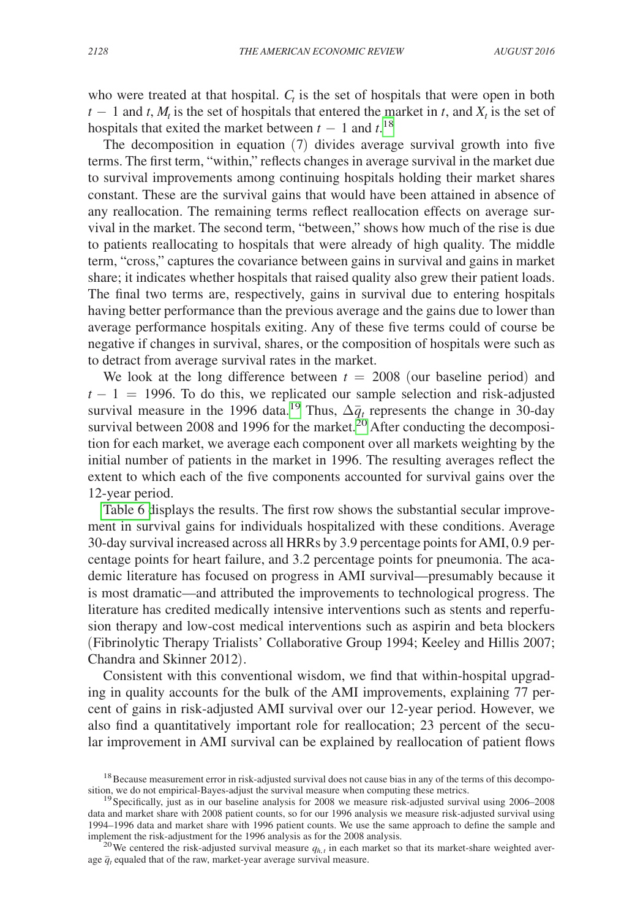who were treated at that hospital. $C_t$ is the set of hospitals that were open in both $t-1$ and $t$, $M_t$ is the set of hospitals that entered the market in $t$, and $X_t$ is the set of hospitals that exited the market between $t-1$ and $t$.[18]

The decomposition in equation (7) divides average survival growth into five terms. The first term, "within," reflects changes in average survival in the market due to survival improvements among continuing hospitals holding their market shares constant. These are the survival gains that would have been attained in absence of any reallocation. The remaining terms reflect reallocation effects on average survival in the market. The second term, "between," shows how much of the rise is due to patients reallocating to hospitals that were already of high quality. The middle term, "cross," captures the covariance between gains in survival and gains in market share; it indicates whether hospitals that raised quality also grew their patient loads. The final two terms are, respectively, gains in survival due to entering hospitals having better performance than the previous average and the gains due to lower than average performance hospitals exiting. Any of these five terms could of course be negative if changes in survival, shares, or the composition of hospitals were such as to detract from average survival rates in the market.

We look at the long difference between $t = 2008$ (our baseline period) and $t-1 = 1996$. To do this, we replicated our sample selection and risk-adjusted survival measure in the 1996 data.[19] Thus, $\Delta \bar{q}_t$ represents the change in 30-day survival between 2008 and 1996 for the market.[20] After conducting the decomposition for each market, we average each component over all markets weighting by the initial number of patients in the market in 1996. The resulting averages reflect the extent to which each of the five components accounted for survival gains over the 12-year period.

Table 6 displays the results. The first row shows the substantial secular improvement in survival gains for individuals hospitalized with these conditions. Average 30-day survival increased across all HRRs by 3.9 percentage points for AMI, 0.9 percentage points for heart failure, and 3.2 percentage points for pneumonia. The academic literature has focused on progress in AMI survival—presumably because it is most dramatic—and attributed the improvements to technological progress. The literature has credited medically intensive interventions such as stents and reperfusion therapy and low-cost medical interventions such as aspirin and beta blockers (Fibrinolytic Therapy Trialists' Collaborative Group 1994; Keeley and Hillis 2007; Chandra and Skinner 2012).

Consistent with this conventional wisdom, we find that within-hospital upgrading in quality accounts for the bulk of the AMI improvements, explaining 77 percent of gains in risk-adjusted AMI survival over our 12-year period. However, we also find a quantitatively important role for reallocation; 23 percent of the secular improvement in AMI survival can be explained by reallocation of patient flows

[18] Because measurement error in risk-adjusted survival does not cause bias in any of the terms of this decomposition, we do not empirical-Bayes-adjust the survival measure when computing these metrics.

[19] Specifically, just as in our baseline analysis for 2008 we measure risk-adjusted survival using 2006–2008 data and market share with 2008 patient counts, so for our 1996 analysis we measure risk-adjusted survival using 1994–1996 data and market share with 1996 patient counts. We use the same approach to define the sample and implement the risk-adjustment for the 1996 analysis as for the 2008 analysis.

[20] We centered the risk-adjusted survival measure $q_{h,t}$ in each market so that its market-share weighted average $\bar{q}_t$ equaled that of the raw, market-year average survival measure.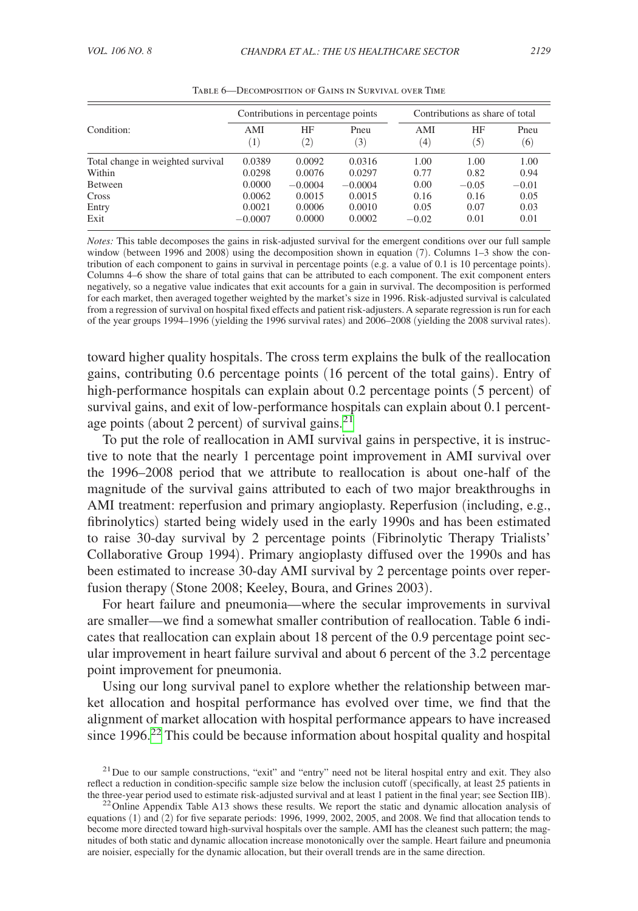Table 6—Decomposition of Gains in Survival over Time

| Condition: | Contributions in percentage points | | | Contributions as share of total | | |
|---|---|---|---|---|---|---|
| | AMI (1) | HF (2) | Pneu (3) | AMI (4) | HF (5) | Pneu (6) |
| Total change in weighted survival | 0.0389 | 0.0092 | 0.0316 | 1.00 | 1.00 | 1.00 |
| Within | 0.0298 | 0.0076 | 0.0297 | 0.77 | 0.82 | 0.94 |
| Between | 0.0000 | −0.0004 | −0.0004 | 0.00 | −0.05 | −0.01 |
| Cross | 0.0062 | 0.0015 | 0.0015 | 0.16 | 0.16 | 0.05 |
| Entry | 0.0021 | 0.0006 | 0.0010 | 0.05 | 0.07 | 0.03 |
| Exit | −0.0007 | 0.0000 | 0.0002 | −0.02 | 0.01 | 0.01 |

*Notes:* This table decomposes the gains in risk-adjusted survival for the emergent conditions over our full sample window (between 1996 and 2008) using the decomposition shown in equation (7). Columns 1–3 show the contribution of each component to gains in survival in percentage points (e.g. a value of 0.1 is 10 percentage points). Columns 4–6 show the share of total gains that can be attributed to each component. The exit component enters negatively, so a negative value indicates that exit accounts for a gain in survival. The decomposition is performed for each market, then averaged together weighted by the market's size in 1996. Risk-adjusted survival is calculated from a regression of survival on hospital fixed effects and patient risk-adjusters. A separate regression is run for each of the year groups 1994–1996 (yielding the 1996 survival rates) and 2006–2008 (yielding the 2008 survival rates).

toward higher quality hospitals. The cross term explains the bulk of the reallocation gains, contributing 0.6 percentage points (16 percent of the total gains). Entry of high-performance hospitals can explain about 0.2 percentage points (5 percent) of survival gains, and exit of low-performance hospitals can explain about 0.1 percentage points (about 2 percent) of survival gains.[21]

To put the role of reallocation in AMI survival gains in perspective, it is instructive to note that the nearly 1 percentage point improvement in AMI survival over the 1996–2008 period that we attribute to reallocation is about one-half of the magnitude of the survival gains attributed to each of two major breakthroughs in AMI treatment: reperfusion and primary angioplasty. Reperfusion (including, e.g., fibrinolytics) started being widely used in the early 1990s and has been estimated to raise 30-day survival by 2 percentage points (Fibrinolytic Therapy Trialists' Collaborative Group 1994). Primary angioplasty diffused over the 1990s and has been estimated to increase 30-day AMI survival by 2 percentage points over reperfusion therapy (Stone 2008; Keeley, Boura, and Grines 2003).

For heart failure and pneumonia—where the secular improvements in survival are smaller—we find a somewhat smaller contribution of reallocation. Table 6 indicates that reallocation can explain about 18 percent of the 0.9 percentage point secular improvement in heart failure survival and about 6 percent of the 3.2 percentage point improvement for pneumonia.

Using our long survival panel to explore whether the relationship between market allocation and hospital performance has evolved over time, we find that the alignment of market allocation with hospital performance appears to have increased since 1996.[22] This could be because information about hospital quality and hospital

[21] Due to our sample constructions, "exit" and "entry" need not be literal hospital entry and exit. They also reflect a reduction in condition-specific sample size below the inclusion cutoff (specifically, at least 25 patients in the three-year period used to estimate risk-adjusted survival and at least 1 patient in the final year; see Section IIB).

[22] Online Appendix Table A13 shows these results. We report the static and dynamic allocation analysis of equations (1) and (2) for five separate periods: 1996, 1999, 2002, 2005, and 2008. We find that allocation tends to become more directed toward high-survival hospitals over the sample. AMI has the cleanest such pattern; the magnitudes of both static and dynamic allocation increase monotonically over the sample. Heart failure and pneumonia are noisier, especially for the dynamic allocation, but their overall trends are in the same direction.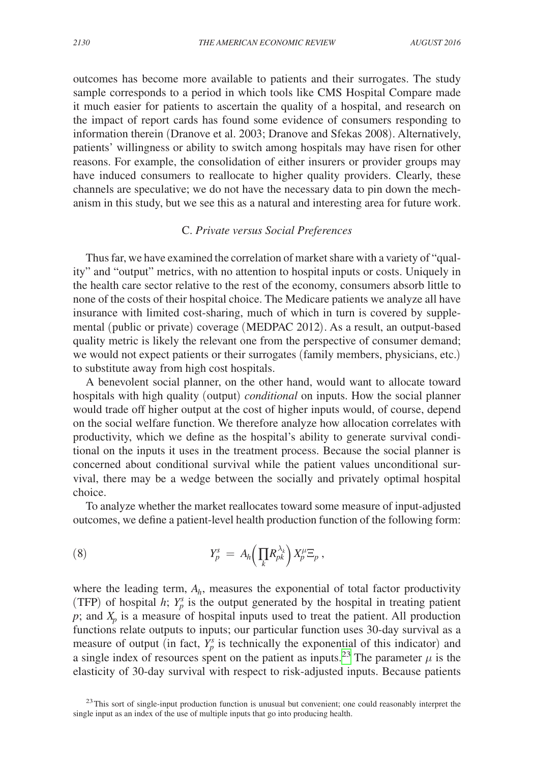outcomes has become more available to patients and their surrogates. The study sample corresponds to a period in which tools like CMS Hospital Compare made it much easier for patients to ascertain the quality of a hospital, and research on the impact of report cards has found some evidence of consumers responding to information therein (Dranove et al. 2003; Dranove and Sfekas 2008). Alternatively, patients' willingness or ability to switch among hospitals may have risen for other reasons. For example, the consolidation of either insurers or provider groups may have induced consumers to reallocate to higher quality providers. Clearly, these channels are speculative; we do not have the necessary data to pin down the mechanism in this study, but we see this as a natural and interesting area for future work.

### C. *Private versus Social Preferences*

Thus far, we have examined the correlation of market share with a variety of "quality" and "output" metrics, with no attention to hospital inputs or costs. Uniquely in the health care sector relative to the rest of the economy, consumers absorb little to none of the costs of their hospital choice. The Medicare patients we analyze all have insurance with limited cost-sharing, much of which in turn is covered by supplemental (public or private) coverage (MEDPAC 2012). As a result, an output-based quality metric is likely the relevant one from the perspective of consumer demand; we would not expect patients or their surrogates (family members, physicians, etc.) to substitute away from high cost hospitals.

A benevolent social planner, on the other hand, would want to allocate toward hospitals with high quality (output) *conditional* on inputs. How the social planner would trade off higher output at the cost of higher inputs would, of course, depend on the social welfare function. We therefore analyze how allocation correlates with productivity, which we define as the hospital's ability to generate survival conditional on the inputs it uses in the treatment process. Because the social planner is concerned about conditional survival while the patient values unconditional survival, there may be a wedge between the socially and privately optimal hospital choice.

To analyze whether the market reallocates toward some measure of input-adjusted outcomes, we define a patient-level health production function of the following form:

$$Y_p^s = A_h \Big( \prod_k R_{pk}^{\lambda_k} \Big) X_p^{\mu} \Xi_p \,, \tag{8}$$

where the leading term, $A_h$, measures the exponential of total factor productivity (TFP) of hospital $h$; $Y_p^s$ is the output generated by the hospital in treating patient $p$; and $X_p$ is a measure of hospital inputs used to treat the patient. All production functions relate outputs to inputs; our particular function uses 30-day survival as a measure of output (in fact, $Y_p^s$ is technically the exponential of this indicator) and a single index of resources spent on the patient as inputs.[23] The parameter $\mu$ is the elasticity of 30-day survival with respect to risk-adjusted inputs. Because patients

[23] This sort of single-input production function is unusual but convenient; one could reasonably interpret the single input as an index of the use of multiple inputs that go into producing health.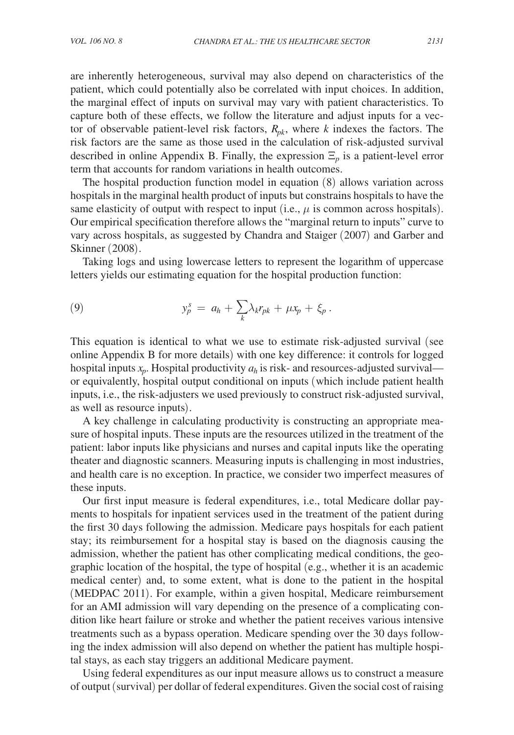are inherently heterogeneous, survival may also depend on characteristics of the patient, which could potentially also be correlated with input choices. In addition, the marginal effect of inputs on survival may vary with patient characteristics. To capture both of these effects, we follow the literature and adjust inputs for a vector of observable patient-level risk factors, $R_{pk}$, where $k$ indexes the factors. The risk factors are the same as those used in the calculation of risk-adjusted survival described in online Appendix B. Finally, the expression $\Xi_p$ is a patient-level error term that accounts for random variations in health outcomes.

The hospital production function model in equation (8) allows variation across hospitals in the marginal health product of inputs but constrains hospitals to have the same elasticity of output with respect to input (i.e., $\mu$ is common across hospitals). Our empirical specification therefore allows the "marginal return to inputs" curve to vary across hospitals, as suggested by Chandra and Staiger (2007) and Garber and Skinner (2008).

Taking logs and using lowercase letters to represent the logarithm of uppercase letters yields our estimating equation for the hospital production function:

$$
y_p^s = a_h + \sum_k \lambda_k r_{pk} + \mu x_p + \xi_p . \tag{9}
$$

This equation is identical to what we use to estimate risk-adjusted survival (see online Appendix B for more details) with one key difference: it controls for logged hospital inputs $x_p$. Hospital productivity $a_h$ is risk- and resources-adjusted survival—or equivalently, hospital output conditional on inputs (which include patient health inputs, i.e., the risk-adjusters we used previously to construct risk-adjusted survival, as well as resource inputs).

A key challenge in calculating productivity is constructing an appropriate measure of hospital inputs. These inputs are the resources utilized in the treatment of the patient: labor inputs like physicians and nurses and capital inputs like the operating theater and diagnostic scanners. Measuring inputs is challenging in most industries, and health care is no exception. In practice, we consider two imperfect measures of these inputs.

Our first input measure is federal expenditures, i.e., total Medicare dollar payments to hospitals for inpatient services used in the treatment of the patient during the first 30 days following the admission. Medicare pays hospitals for each patient stay; its reimbursement for a hospital stay is based on the diagnosis causing the admission, whether the patient has other complicating medical conditions, the geographic location of the hospital, the type of hospital (e.g., whether it is an academic medical center) and, to some extent, what is done to the patient in the hospital (MEDPAC 2011). For example, within a given hospital, Medicare reimbursement for an AMI admission will vary depending on the presence of a complicating condition like heart failure or stroke and whether the patient receives various intensive treatments such as a bypass operation. Medicare spending over the 30 days following the index admission will also depend on whether the patient has multiple hospital stays, as each stay triggers an additional Medicare payment.

Using federal expenditures as our input measure allows us to construct a measure of output (survival) per dollar of federal expenditures. Given the social cost of raising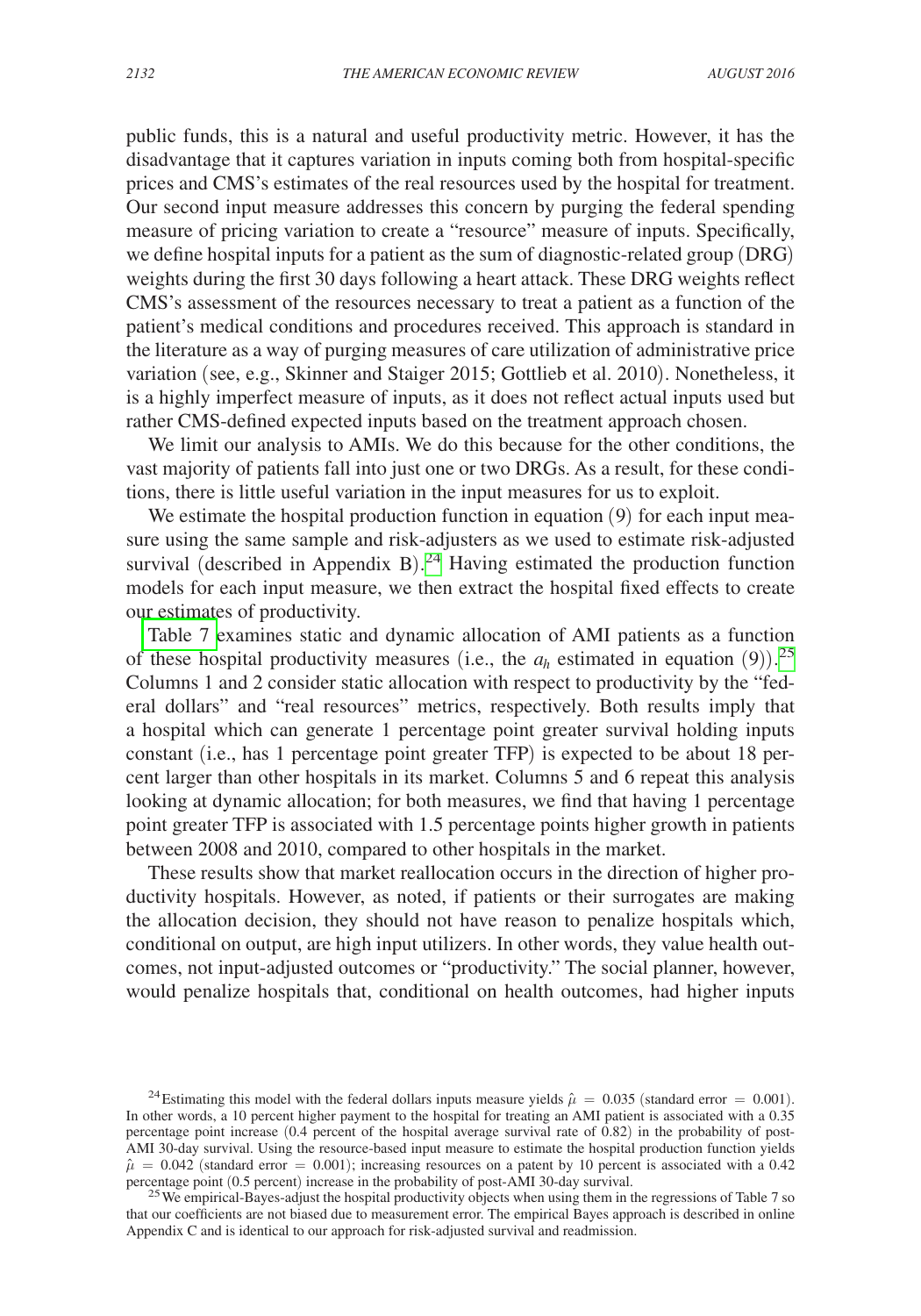public funds, this is a natural and useful productivity metric. However, it has the disadvantage that it captures variation in inputs coming both from hospital-specific prices and CMS's estimates of the real resources used by the hospital for treatment. Our second input measure addresses this concern by purging the federal spending measure of pricing variation to create a "resource" measure of inputs. Specifically, we define hospital inputs for a patient as the sum of diagnostic-related group (DRG) weights during the first 30 days following a heart attack. These DRG weights reflect CMS's assessment of the resources necessary to treat a patient as a function of the patient's medical conditions and procedures received. This approach is standard in the literature as a way of purging measures of care utilization of administrative price variation (see, e.g., Skinner and Staiger 2015; Gottlieb et al. 2010). Nonetheless, it is a highly imperfect measure of inputs, as it does not reflect actual inputs used but rather CMS-defined expected inputs based on the treatment approach chosen.

We limit our analysis to AMIs. We do this because for the other conditions, the vast majority of patients fall into just one or two DRGs. As a result, for these conditions, there is little useful variation in the input measures for us to exploit.

We estimate the hospital production function in equation (9) for each input measure using the same sample and risk-adjusters as we used to estimate risk-adjusted survival (described in Appendix B).[24] Having estimated the production function models for each input measure, we then extract the hospital fixed effects to create our estimates of productivity.

Table 7 examines static and dynamic allocation of AMI patients as a function of these hospital productivity measures (i.e., the $a_h$ estimated in equation (9)).[25] Columns 1 and 2 consider static allocation with respect to productivity by the "federal dollars" and "real resources" metrics, respectively. Both results imply that a hospital which can generate 1 percentage point greater survival holding inputs constant (i.e., has 1 percentage point greater TFP) is expected to be about 18 percent larger than other hospitals in its market. Columns 5 and 6 repeat this analysis looking at dynamic allocation; for both measures, we find that having 1 percentage point greater TFP is associated with 1.5 percentage points higher growth in patients between 2008 and 2010, compared to other hospitals in the market.

These results show that market reallocation occurs in the direction of higher productivity hospitals. However, as noted, if patients or their surrogates are making the allocation decision, they should not have reason to penalize hospitals which, conditional on output, are high input utilizers. In other words, they value health outcomes, not input-adjusted outcomes or "productivity." The social planner, however, would penalize hospitals that, conditional on health outcomes, had higher inputs

[24] Estimating this model with the federal dollars inputs measure yields $\hat{\mu} = 0.035$ (standard error $= 0.001$). In other words, a 10 percent higher payment to the hospital for treating an AMI patient is associated with a 0.35 percentage point increase (0.4 percent of the hospital average survival rate of 0.82) in the probability of post-AMI 30-day survival. Using the resource-based input measure to estimate the hospital production function yields $\hat{\mu} = 0.042$ (standard error $= 0.001$); increasing resources on a patent by 10 percent is associated with a 0.42 percentage point (0.5 percent) increase in the probability of post-AMI 30-day survival.

[25] We empirical-Bayes-adjust the hospital productivity objects when using them in the regressions of Table 7 so that our coefficients are not biased due to measurement error. The empirical Bayes approach is described in online Appendix C and is identical to our approach for risk-adjusted survival and readmission.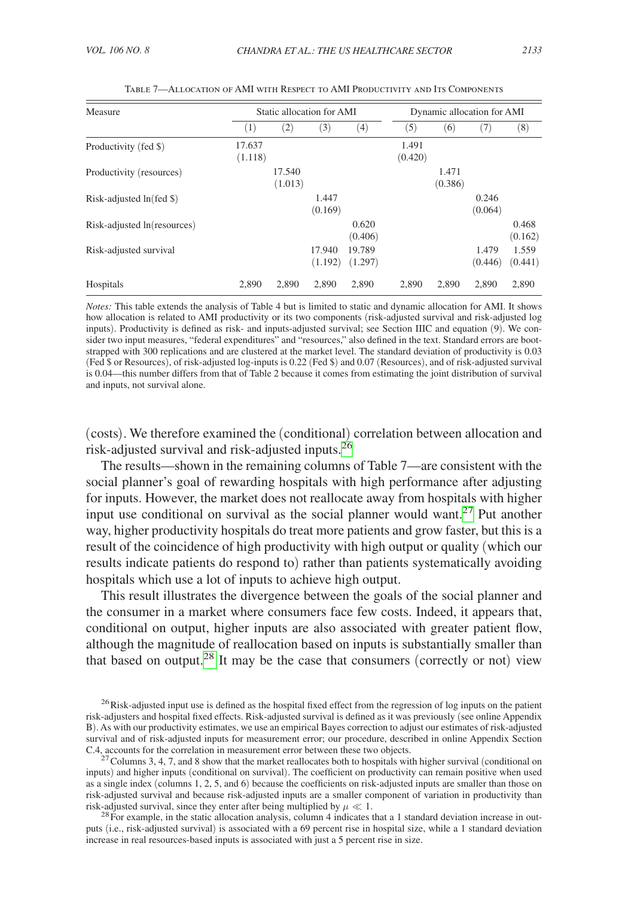Table 7—Allocation of AMI with Respect to AMI Productivity and Its Components

| Measure | Static allocation for AMI | | | | Dynamic allocation for AMI | | | |
|---|---|---|---|---|---|---|---|---|
| | (1) | (2) | (3) | (4) | (5) | (6) | (7) | (8) |
| Productivity (fed $) | 17.637 | | | | 1.491 | | | |
| | (1.118) | | | | (0.420) | | | |
| Productivity (resources) | | 17.540 | | | | 1.471 | | |
| | | (1.013) | | | | (0.386) | | |
| Risk-adjusted ln(fed $) | | | 1.447 | | | | 0.246 | |
| | | | (0.169) | | | | (0.064) | |
| Risk-adjusted ln(resources) | | | | 0.620 | | | | 0.468 |
| | | | | (0.406) | | | | (0.162) |
| Risk-adjusted survival | | | 17.940 | 19.789 | | | 1.479 | 1.559 |
| | | | (1.192) | (1.297) | | | (0.446) | (0.441) |
| Hospitals | 2,890 | 2,890 | 2,890 | 2,890 | 2,890 | 2,890 | 2,890 | 2,890 |

*Notes:* This table extends the analysis of Table 4 but is limited to static and dynamic allocation for AMI. It shows how allocation is related to AMI productivity or its two components (risk-adjusted survival and risk-adjusted log inputs). Productivity is defined as risk- and inputs-adjusted survival; see Section IIIC and equation (9). We consider two input measures, "federal expenditures" and "resources," also defined in the text. Standard errors are bootstrapped with 300 replications and are clustered at the market level. The standard deviation of productivity is 0.03 (Fed $ or Resources), of risk-adjusted log-inputs is 0.22 (Fed $) and 0.07 (Resources), and of risk-adjusted survival is 0.04—this number differs from that of Table 2 because it comes from estimating the joint distribution of survival and inputs, not survival alone.

(costs). We therefore examined the (conditional) correlation between allocation and risk-adjusted survival and risk-adjusted inputs.[26]

The results—shown in the remaining columns of Table 7—are consistent with the social planner's goal of rewarding hospitals with high performance after adjusting for inputs. However, the market does not reallocate away from hospitals with higher input use conditional on survival as the social planner would want.[27] Put another way, higher productivity hospitals do treat more patients and grow faster, but this is a result of the coincidence of high productivity with high output or quality (which our results indicate patients do respond to) rather than patients systematically avoiding hospitals which use a lot of inputs to achieve high output.

This result illustrates the divergence between the goals of the social planner and the consumer in a market where consumers face few costs. Indeed, it appears that, conditional on output, higher inputs are also associated with greater patient flow, although the magnitude of reallocation based on inputs is substantially smaller than that based on output.[28] It may be the case that consumers (correctly or not) view

[26] Risk-adjusted input use is defined as the hospital fixed effect from the regression of log inputs on the patient risk-adjusters and hospital fixed effects. Risk-adjusted survival is defined as it was previously (see online Appendix B). As with our productivity estimates, we use an empirical Bayes correction to adjust our estimates of risk-adjusted survival and of risk-adjusted inputs for measurement error; our procedure, described in online Appendix Section C.4, accounts for the correlation in measurement error between these two objects.

[27] Columns 3, 4, 7, and 8 show that the market reallocates both to hospitals with higher survival (conditional on inputs) and higher inputs (conditional on survival). The coefficient on productivity can remain positive when used as a single index (columns 1, 2, 5, and 6) because the coefficients on risk-adjusted inputs are smaller than those on risk-adjusted survival and because risk-adjusted inputs are a smaller component of variation in productivity than risk-adjusted survival, since they enter after being multiplied by $\mu \ll 1$.

[28] For example, in the static allocation analysis, column 4 indicates that a 1 standard deviation increase in outputs (i.e., risk-adjusted survival) is associated with a 69 percent rise in hospital size, while a 1 standard deviation increase in real resources-based inputs is associated with just a 5 percent rise in size.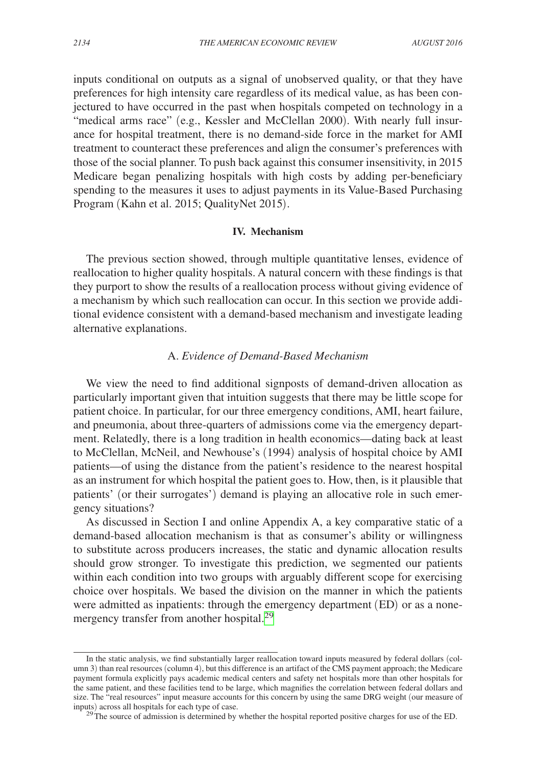inputs conditional on outputs as a signal of unobserved quality, or that they have preferences for high intensity care regardless of its medical value, as has been conjectured to have occurred in the past when hospitals competed on technology in a "medical arms race" (e.g., Kessler and McClellan 2000). With nearly full insurance for hospital treatment, there is no demand-side force in the market for AMI treatment to counteract these preferences and align the consumer's preferences with those of the social planner. To push back against this consumer insensitivity, in 2015 Medicare began penalizing hospitals with high costs by adding per-beneficiary spending to the measures it uses to adjust payments in its Value-Based Purchasing Program (Kahn et al. 2015; QualityNet 2015).

## IV. Mechanism

The previous section showed, through multiple quantitative lenses, evidence of reallocation to higher quality hospitals. A natural concern with these findings is that they purport to show the results of a reallocation process without giving evidence of a mechanism by which such reallocation can occur. In this section we provide additional evidence consistent with a demand-based mechanism and investigate leading alternative explanations.

### A. *Evidence of Demand-Based Mechanism*

We view the need to find additional signposts of demand-driven allocation as particularly important given that intuition suggests that there may be little scope for patient choice. In particular, for our three emergency conditions, AMI, heart failure, and pneumonia, about three-quarters of admissions come via the emergency department. Relatedly, there is a long tradition in health economics—dating back at least to McClellan, McNeil, and Newhouse's (1994) analysis of hospital choice by AMI patients—of using the distance from the patient's residence to the nearest hospital as an instrument for which hospital the patient goes to. How, then, is it plausible that patients' (or their surrogates') demand is playing an allocative role in such emergency situations?

As discussed in Section I and online Appendix A, a key comparative static of a demand-based allocation mechanism is that as consumer's ability or willingness to substitute across producers increases, the static and dynamic allocation results should grow stronger. To investigate this prediction, we segmented our patients within each condition into two groups with arguably different scope for exercising choice over hospitals. We based the division on the manner in which the patients were admitted as inpatients: through the emergency department (ED) or as a nonemergency transfer from another hospital.[29]

In the static analysis, we find substantially larger reallocation toward inputs measured by federal dollars (column 3) than real resources (column 4), but this difference is an artifact of the CMS payment approach; the Medicare payment formula explicitly pays academic medical centers and safety net hospitals more than other hospitals for the same patient, and these facilities tend to be large, which magnifies the correlation between federal dollars and size. The "real resources" input measure accounts for this concern by using the same DRG weight (our measure of inputs) across all hospitals for each type of case.

[29] The source of admission is determined by whether the hospital reported positive charges for use of the ED.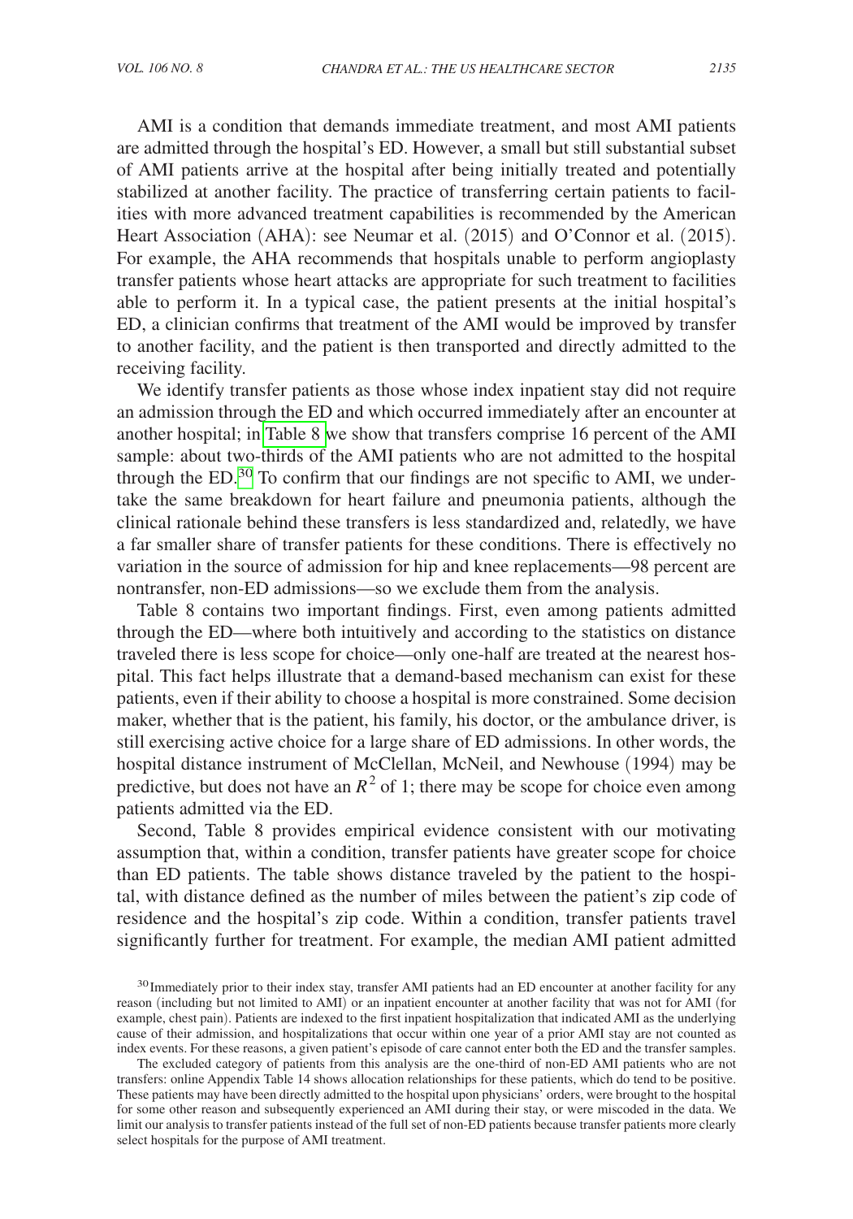AMI is a condition that demands immediate treatment, and most AMI patients are admitted through the hospital's ED. However, a small but still substantial subset of AMI patients arrive at the hospital after being initially treated and potentially stabilized at another facility. The practice of transferring certain patients to facilities with more advanced treatment capabilities is recommended by the American Heart Association (AHA): see Neumar et al. (2015) and O'Connor et al. (2015). For example, the AHA recommends that hospitals unable to perform angioplasty transfer patients whose heart attacks are appropriate for such treatment to facilities able to perform it. In a typical case, the patient presents at the initial hospital's ED, a clinician confirms that treatment of the AMI would be improved by transfer to another facility, and the patient is then transported and directly admitted to the receiving facility.

We identify transfer patients as those whose index inpatient stay did not require an admission through the ED and which occurred immediately after an encounter at another hospital; in Table 8 we show that transfers comprise 16 percent of the AMI sample: about two-thirds of the AMI patients who are not admitted to the hospital through the ED.[30] To confirm that our findings are not specific to AMI, we undertake the same breakdown for heart failure and pneumonia patients, although the clinical rationale behind these transfers is less standardized and, relatedly, we have a far smaller share of transfer patients for these conditions. There is effectively no variation in the source of admission for hip and knee replacements—98 percent are nontransfer, non-ED admissions—so we exclude them from the analysis.

Table 8 contains two important findings. First, even among patients admitted through the ED—where both intuitively and according to the statistics on distance traveled there is less scope for choice—only one-half are treated at the nearest hospital. This fact helps illustrate that a demand-based mechanism can exist for these patients, even if their ability to choose a hospital is more constrained. Some decision maker, whether that is the patient, his family, his doctor, or the ambulance driver, is still exercising active choice for a large share of ED admissions. In other words, the hospital distance instrument of McClellan, McNeil, and Newhouse (1994) may be predictive, but does not have an $R^2$ of 1; there may be scope for choice even among patients admitted via the ED.

Second, Table 8 provides empirical evidence consistent with our motivating assumption that, within a condition, transfer patients have greater scope for choice than ED patients. The table shows distance traveled by the patient to the hospital, with distance defined as the number of miles between the patient's zip code of residence and the hospital's zip code. Within a condition, transfer patients travel significantly further for treatment. For example, the median AMI patient admitted

[30] Immediately prior to their index stay, transfer AMI patients had an ED encounter at another facility for any reason (including but not limited to AMI) or an inpatient encounter at another facility that was not for AMI (for example, chest pain). Patients are indexed to the first inpatient hospitalization that indicated AMI as the underlying cause of their admission, and hospitalizations that occur within one year of a prior AMI stay are not counted as index events. For these reasons, a given patient's episode of care cannot enter both the ED and the transfer samples.

The excluded category of patients from this analysis are the one-third of non-ED AMI patients who are not transfers: online Appendix Table 14 shows allocation relationships for these patients, which do tend to be positive. These patients may have been directly admitted to the hospital upon physicians' orders, were brought to the hospital for some other reason and subsequently experienced an AMI during their stay, or were miscoded in the data. We limit our analysis to transfer patients instead of the full set of non-ED patients because transfer patients more clearly select hospitals for the purpose of AMI treatment.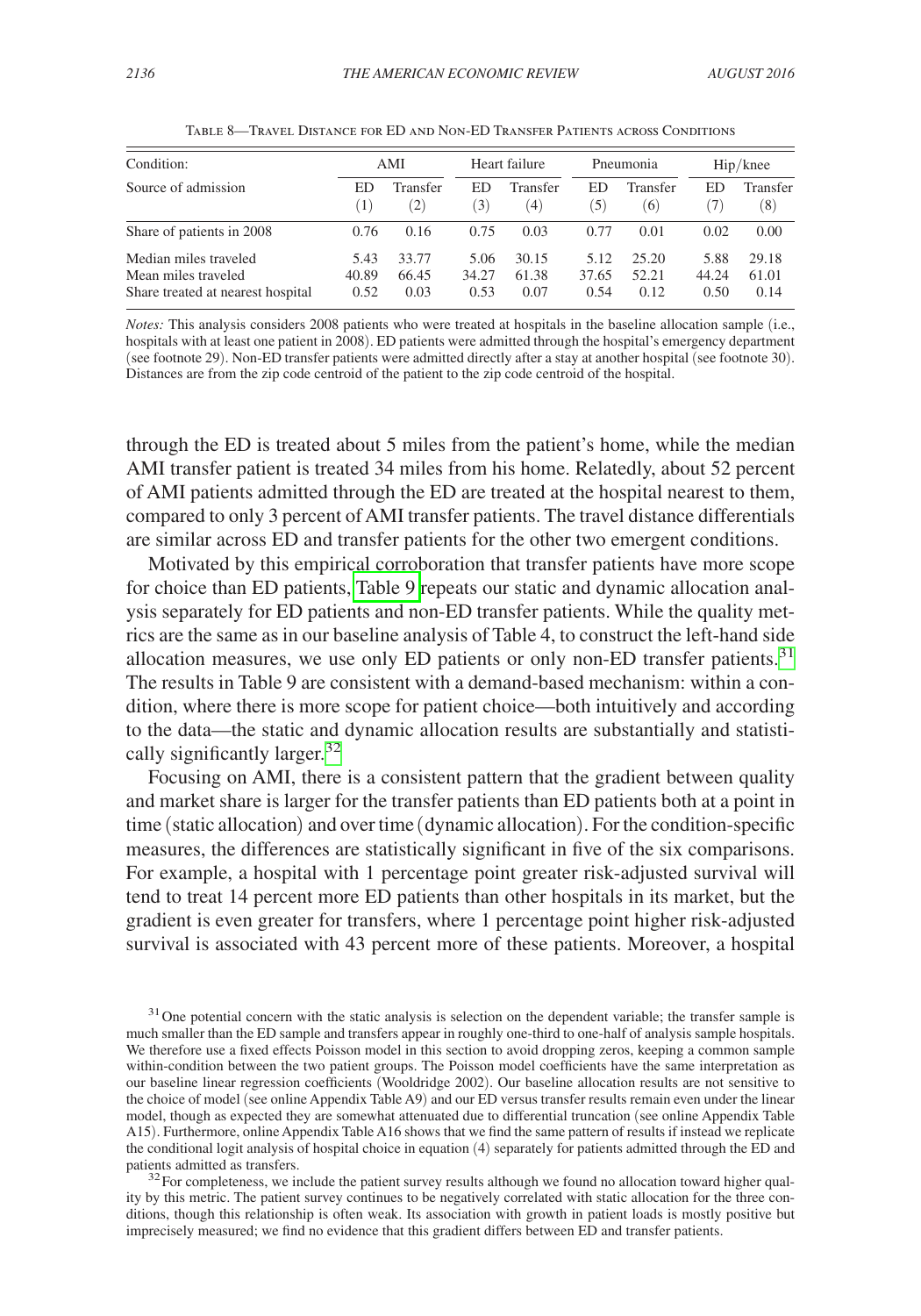Table 8—Travel Distance for ED and Non-ED Transfer Patients across Conditions

| Condition: | AMI | | Heart failure | | Pneumonia | | Hip/knee | |
|---|---|---|---|---|---|---|---|---|
| Source of admission | ED (1) | Transfer (2) | ED (3) | Transfer (4) | ED (5) | Transfer (6) | ED (7) | Transfer (8) |
| Share of patients in 2008 | 0.76 | 0.16 | 0.75 | 0.03 | 0.77 | 0.01 | 0.02 | 0.00 |
| Median miles traveled | 5.43 | 33.77 | 5.06 | 30.15 | 5.12 | 25.20 | 5.88 | 29.18 |
| Mean miles traveled | 40.89 | 66.45 | 34.27 | 61.38 | 37.65 | 52.21 | 44.24 | 61.01 |
| Share treated at nearest hospital | 0.52 | 0.03 | 0.53 | 0.07 | 0.54 | 0.12 | 0.50 | 0.14 |

*Notes:* This analysis considers 2008 patients who were treated at hospitals in the baseline allocation sample (i.e., hospitals with at least one patient in 2008). ED patients were admitted through the hospital's emergency department (see footnote 29). Non-ED transfer patients were admitted directly after a stay at another hospital (see footnote 30). Distances are from the zip code centroid of the patient to the zip code centroid of the hospital.

through the ED is treated about 5 miles from the patient's home, while the median AMI transfer patient is treated 34 miles from his home. Relatedly, about 52 percent of AMI patients admitted through the ED are treated at the hospital nearest to them, compared to only 3 percent of AMI transfer patients. The travel distance differentials are similar across ED and transfer patients for the other two emergent conditions.

Motivated by this empirical corroboration that transfer patients have more scope for choice than ED patients, Table 9 repeats our static and dynamic allocation analysis separately for ED patients and non-ED transfer patients. While the quality metrics are the same as in our baseline analysis of Table 4, to construct the left-hand side allocation measures, we use only ED patients or only non-ED transfer patients.[31] The results in Table 9 are consistent with a demand-based mechanism: within a condition, where there is more scope for patient choice—both intuitively and according to the data—the static and dynamic allocation results are substantially and statistically significantly larger.[32]

Focusing on AMI, there is a consistent pattern that the gradient between quality and market share is larger for the transfer patients than ED patients both at a point in time (static allocation) and over time (dynamic allocation). For the condition-specific measures, the differences are statistically significant in five of the six comparisons. For example, a hospital with 1 percentage point greater risk-adjusted survival will tend to treat 14 percent more ED patients than other hospitals in its market, but the gradient is even greater for transfers, where 1 percentage point higher risk-adjusted survival is associated with 43 percent more of these patients. Moreover, a hospital

[31] One potential concern with the static analysis is selection on the dependent variable; the transfer sample is much smaller than the ED sample and transfers appear in roughly one-third to one-half of analysis sample hospitals. We therefore use a fixed effects Poisson model in this section to avoid dropping zeros, keeping a common sample within-condition between the two patient groups. The Poisson model coefficients have the same interpretation as our baseline linear regression coefficients (Wooldridge 2002). Our baseline allocation results are not sensitive to the choice of model (see online Appendix Table A9) and our ED versus transfer results remain even under the linear model, though as expected they are somewhat attenuated due to differential truncation (see online Appendix Table A15). Furthermore, online Appendix Table A16 shows that we find the same pattern of results if instead we replicate the conditional logit analysis of hospital choice in equation (4) separately for patients admitted through the ED and patients admitted as transfers.

[32] For completeness, we include the patient survey results although we found no allocation toward higher quality by this metric. The patient survey continues to be negatively correlated with static allocation for the three conditions, though this relationship is often weak. Its association with growth in patient loads is mostly positive but imprecisely measured; we find no evidence that this gradient differs between ED and transfer patients.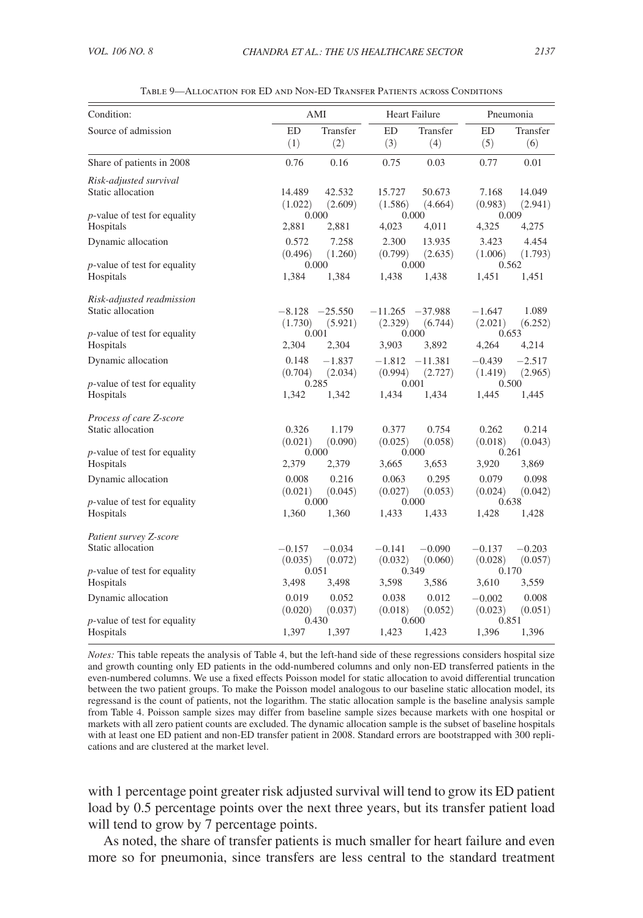Table 9—Allocation for ED and Non-ED Transfer Patients across Conditions

| Condition: | AMI | | Heart Failure | | Pneumonia | |
|---|---|---|---|---|---|---|
| Source of admission | ED (1) | Transfer (2) | ED (3) | Transfer (4) | ED (5) | Transfer (6) |
| Share of patients in 2008 | 0.76 | 0.16 | 0.75 | 0.03 | 0.77 | 0.01 |
| *Risk-adjusted survival* | | | | | | |
| Static allocation | 14.489 | 42.532 | 15.727 | 50.673 | 7.168 | 14.049 |
| | (1.022) | (2.609) | (1.586) | (4.664) | (0.983) | (2.941) |
| $p$-value of test for equality | 0.000 | | 0.000 | | 0.009 | |
| Hospitals | 2,881 | 2,881 | 4,023 | 4,011 | 4,325 | 4,275 |
| Dynamic allocation | 0.572 | 7.258 | 2.300 | 13.935 | 3.423 | 4.454 |
| | (0.496) | (1.260) | (0.799) | (2.635) | (1.006) | (1.793) |
| $p$-value of test for equality | 0.000 | | 0.000 | | 0.562 | |
| Hospitals | 1,384 | 1,384 | 1,438 | 1,438 | 1,451 | 1,451 |
| *Risk-adjusted readmission* | | | | | | |
| Static allocation | −8.128 | −25.550 | −11.265 | −37.988 | −1.647 | 1.089 |
| | (1.730) | (5.921) | (2.329) | (6.744) | (2.021) | (6.252) |
| $p$-value of test for equality | 0.001 | | 0.000 | | 0.653 | |
| Hospitals | 2,304 | 2,304 | 3,903 | 3,892 | 4,264 | 4,214 |
| Dynamic allocation | 0.148 | −1.837 | −1.812 | −11.381 | −0.439 | −2.517 |
| | (0.704) | (2.034) | (0.994) | (2.727) | (1.419) | (2.965) |
| $p$-value of test for equality | 0.285 | | 0.001 | | 0.500 | |
| Hospitals | 1,342 | 1,342 | 1,434 | 1,434 | 1,445 | 1,445 |
| *Process of care Z-score* | | | | | | |
| Static allocation | 0.326 | 1.179 | 0.377 | 0.754 | 0.262 | 0.214 |
| | (0.021) | (0.090) | (0.025) | (0.058) | (0.018) | (0.043) |
| $p$-value of test for equality | 0.000 | | 0.000 | | 0.261 | |
| Hospitals | 2,379 | 2,379 | 3,665 | 3,653 | 3,920 | 3,869 |
| Dynamic allocation | 0.008 | 0.216 | 0.063 | 0.295 | 0.079 | 0.098 |
| | (0.021) | (0.045) | (0.027) | (0.053) | (0.024) | (0.042) |
| $p$-value of test for equality | 0.000 | | 0.000 | | 0.638 | |
| Hospitals | 1,360 | 1,360 | 1,433 | 1,433 | 1,428 | 1,428 |
| *Patient survey Z-score* | | | | | | |
| Static allocation | −0.157 | −0.034 | −0.141 | −0.090 | −0.137 | −0.203 |
| | (0.035) | (0.072) | (0.032) | (0.060) | (0.028) | (0.057) |
| $p$-value of test for equality | 0.051 | | 0.349 | | 0.170 | |
| Hospitals | 3,498 | 3,498 | 3,598 | 3,586 | 3,610 | 3,559 |
| Dynamic allocation | 0.019 | 0.052 | 0.038 | 0.012 | −0.002 | 0.008 |
| | (0.020) | (0.037) | (0.018) | (0.052) | (0.023) | (0.051) |
| $p$-value of test for equality | 0.430 | | 0.600 | | 0.851 | |
| Hospitals | 1,397 | 1,397 | 1,423 | 1,423 | 1,396 | 1,396 |

*Notes:* This table repeats the analysis of Table 4, but the left-hand side of these regressions considers hospital size and growth counting only ED patients in the odd-numbered columns and only non-ED transferred patients in the even-numbered columns. We use a fixed effects Poisson model for static allocation to avoid differential truncation between the two patient groups. To make the Poisson model analogous to our baseline static allocation model, its regressand is the count of patients, not the logarithm. The static allocation sample is the baseline analysis sample from Table 4. Poisson sample sizes may differ from baseline sample sizes because markets with one hospital or markets with all zero patient counts are excluded. The dynamic allocation sample is the subset of baseline hospitals with at least one ED patient and non-ED transfer patient in 2008. Standard errors are bootstrapped with 300 replications and are clustered at the market level.

with 1 percentage point greater risk adjusted survival will tend to grow its ED patient load by 0.5 percentage points over the next three years, but its transfer patient load will tend to grow by 7 percentage points.

As noted, the share of transfer patients is much smaller for heart failure and even more so for pneumonia, since transfers are less central to the standard treatment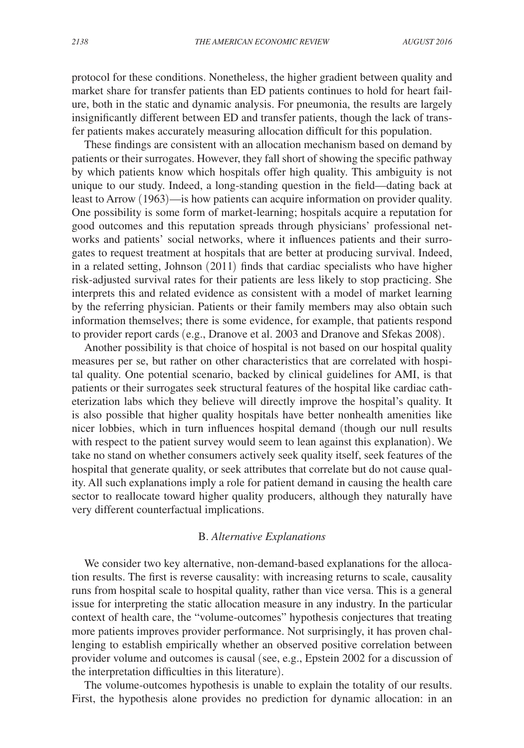protocol for these conditions. Nonetheless, the higher gradient between quality and market share for transfer patients than ED patients continues to hold for heart failure, both in the static and dynamic analysis. For pneumonia, the results are largely insignificantly different between ED and transfer patients, though the lack of transfer patients makes accurately measuring allocation difficult for this population.

These findings are consistent with an allocation mechanism based on demand by patients or their surrogates. However, they fall short of showing the specific pathway by which patients know which hospitals offer high quality. This ambiguity is not unique to our study. Indeed, a long-standing question in the field—dating back at least to Arrow (1963)—is how patients can acquire information on provider quality. One possibility is some form of market-learning; hospitals acquire a reputation for good outcomes and this reputation spreads through physicians' professional networks and patients' social networks, where it influences patients and their surrogates to request treatment at hospitals that are better at producing survival. Indeed, in a related setting, Johnson (2011) finds that cardiac specialists who have higher risk-adjusted survival rates for their patients are less likely to stop practicing. She interprets this and related evidence as consistent with a model of market learning by the referring physician. Patients or their family members may also obtain such information themselves; there is some evidence, for example, that patients respond to provider report cards (e.g., Dranove et al. 2003 and Dranove and Sfekas 2008).

Another possibility is that choice of hospital is not based on our hospital quality measures per se, but rather on other characteristics that are correlated with hospital quality. One potential scenario, backed by clinical guidelines for AMI, is that patients or their surrogates seek structural features of the hospital like cardiac catheterization labs which they believe will directly improve the hospital's quality. It is also possible that higher quality hospitals have better nonhealth amenities like nicer lobbies, which in turn influences hospital demand (though our null results with respect to the patient survey would seem to lean against this explanation). We take no stand on whether consumers actively seek quality itself, seek features of the hospital that generate quality, or seek attributes that correlate but do not cause quality. All such explanations imply a role for patient demand in causing the health care sector to reallocate toward higher quality producers, although they naturally have very different counterfactual implications.

### B. *Alternative Explanations*

We consider two key alternative, non-demand-based explanations for the allocation results. The first is reverse causality: with increasing returns to scale, causality runs from hospital scale to hospital quality, rather than vice versa. This is a general issue for interpreting the static allocation measure in any industry. In the particular context of health care, the "volume-outcomes" hypothesis conjectures that treating more patients improves provider performance. Not surprisingly, it has proven challenging to establish empirically whether an observed positive correlation between provider volume and outcomes is causal (see, e.g., Epstein 2002 for a discussion of the interpretation difficulties in this literature).

The volume-outcomes hypothesis is unable to explain the totality of our results. First, the hypothesis alone provides no prediction for dynamic allocation: in an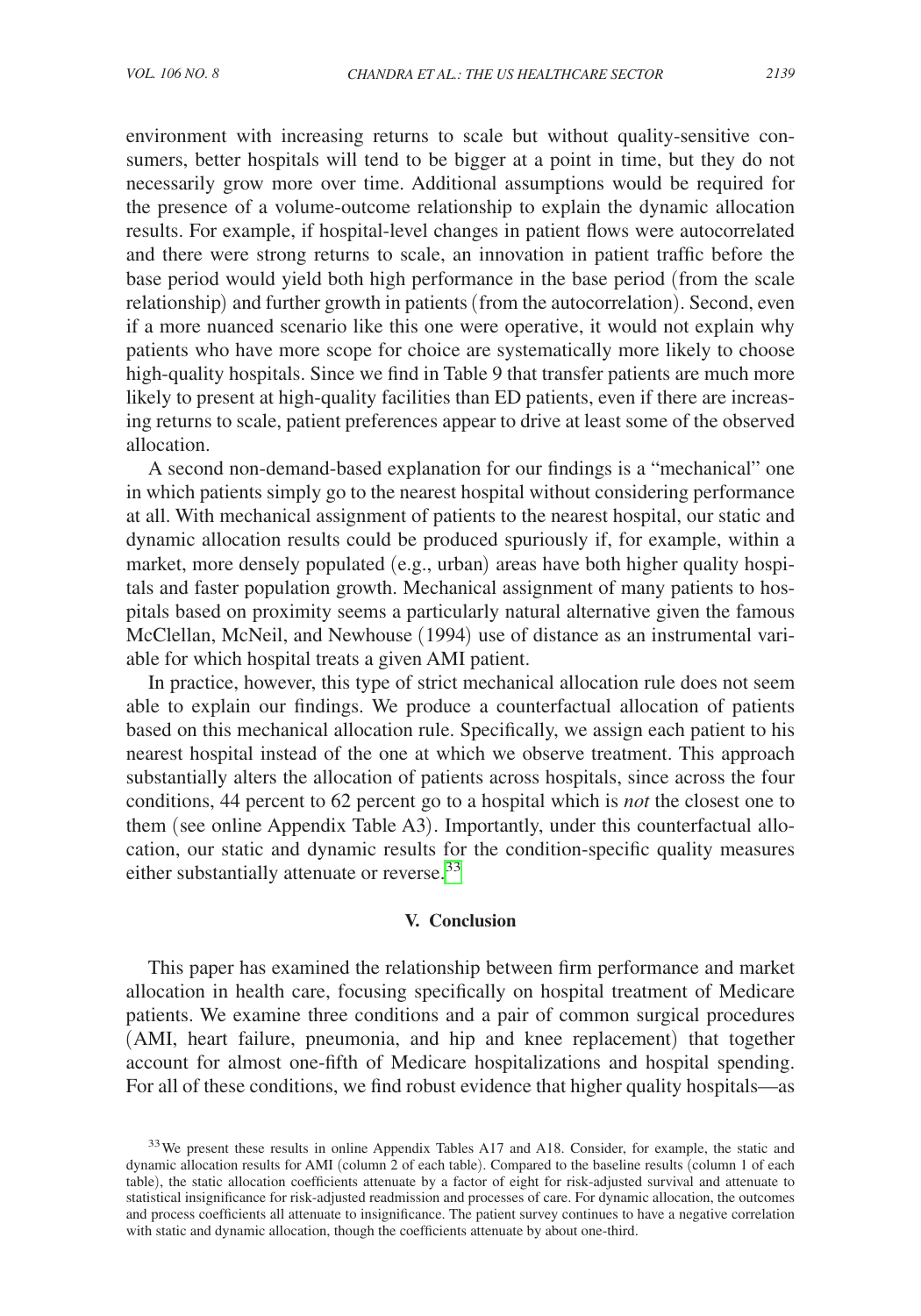environment with increasing returns to scale but without quality-sensitive consumers, better hospitals will tend to be bigger at a point in time, but they do not necessarily grow more over time. Additional assumptions would be required for the presence of a volume-outcome relationship to explain the dynamic allocation results. For example, if hospital-level changes in patient flows were autocorrelated and there were strong returns to scale, an innovation in patient traffic before the base period would yield both high performance in the base period (from the scale relationship) and further growth in patients (from the autocorrelation). Second, even if a more nuanced scenario like this one were operative, it would not explain why patients who have more scope for choice are systematically more likely to choose high-quality hospitals. Since we find in Table 9 that transfer patients are much more likely to present at high-quality facilities than ED patients, even if there are increasing returns to scale, patient preferences appear to drive at least some of the observed allocation.

A second non-demand-based explanation for our findings is a "mechanical" one in which patients simply go to the nearest hospital without considering performance at all. With mechanical assignment of patients to the nearest hospital, our static and dynamic allocation results could be produced spuriously if, for example, within a market, more densely populated (e.g., urban) areas have both higher quality hospitals and faster population growth. Mechanical assignment of many patients to hospitals based on proximity seems a particularly natural alternative given the famous McClellan, McNeil, and Newhouse (1994) use of distance as an instrumental variable for which hospital treats a given AMI patient.

In practice, however, this type of strict mechanical allocation rule does not seem able to explain our findings. We produce a counterfactual allocation of patients based on this mechanical allocation rule. Specifically, we assign each patient to his nearest hospital instead of the one at which we observe treatment. This approach substantially alters the allocation of patients across hospitals, since across the four conditions, 44 percent to 62 percent go to a hospital which is *not* the closest one to them (see online Appendix Table A3). Importantly, under this counterfactual allocation, our static and dynamic results for the condition-specific quality measures either substantially attenuate or reverse.[33]

## V. Conclusion

This paper has examined the relationship between firm performance and market allocation in health care, focusing specifically on hospital treatment of Medicare patients. We examine three conditions and a pair of common surgical procedures (AMI, heart failure, pneumonia, and hip and knee replacement) that together account for almost one-fifth of Medicare hospitalizations and hospital spending. For all of these conditions, we find robust evidence that higher quality hospitals—as

[33] We present these results in online Appendix Tables A17 and A18. Consider, for example, the static and dynamic allocation results for AMI (column 2 of each table). Compared to the baseline results (column 1 of each table), the static allocation coefficients attenuate by a factor of eight for risk-adjusted survival and attenuate to statistical insignificance for risk-adjusted readmission and processes of care. For dynamic allocation, the outcomes and process coefficients all attenuate to insignificance. The patient survey continues to have a negative correlation with static and dynamic allocation, though the coefficients attenuate by about one-third.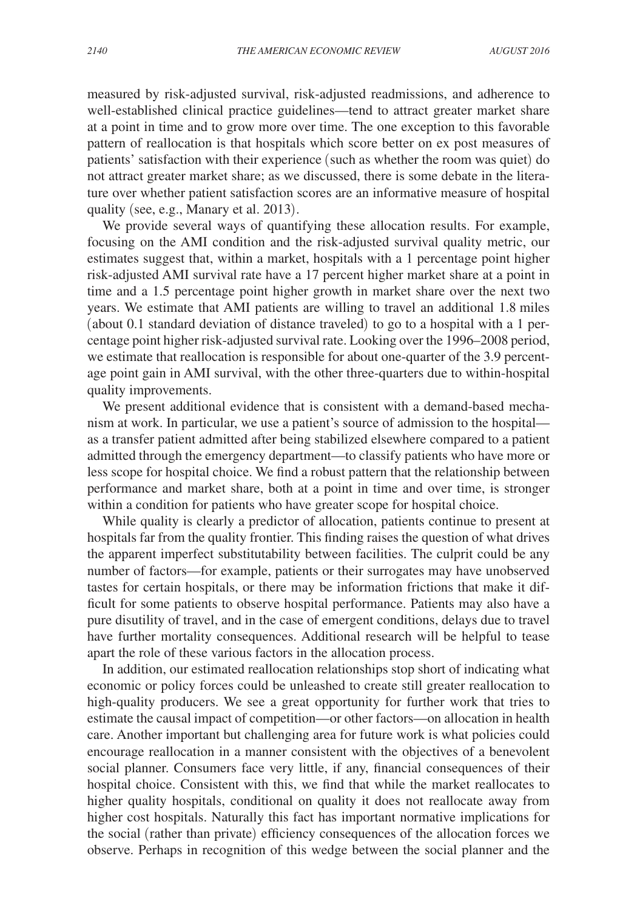measured by risk-adjusted survival, risk-adjusted readmissions, and adherence to well-established clinical practice guidelines—tend to attract greater market share at a point in time and to grow more over time. The one exception to this favorable pattern of reallocation is that hospitals which score better on ex post measures of patients' satisfaction with their experience (such as whether the room was quiet) do not attract greater market share; as we discussed, there is some debate in the literature over whether patient satisfaction scores are an informative measure of hospital quality (see, e.g., Manary et al. 2013).

We provide several ways of quantifying these allocation results. For example, focusing on the AMI condition and the risk-adjusted survival quality metric, our estimates suggest that, within a market, hospitals with a 1 percentage point higher risk-adjusted AMI survival rate have a 17 percent higher market share at a point in time and a 1.5 percentage point higher growth in market share over the next two years. We estimate that AMI patients are willing to travel an additional 1.8 miles (about 0.1 standard deviation of distance traveled) to go to a hospital with a 1 percentage point higher risk-adjusted survival rate. Looking over the 1996–2008 period, we estimate that reallocation is responsible for about one-quarter of the 3.9 percentage point gain in AMI survival, with the other three-quarters due to within-hospital quality improvements.

We present additional evidence that is consistent with a demand-based mechanism at work. In particular, we use a patient's source of admission to the hospital—as a transfer patient admitted after being stabilized elsewhere compared to a patient admitted through the emergency department—to classify patients who have more or less scope for hospital choice. We find a robust pattern that the relationship between performance and market share, both at a point in time and over time, is stronger within a condition for patients who have greater scope for hospital choice.

While quality is clearly a predictor of allocation, patients continue to present at hospitals far from the quality frontier. This finding raises the question of what drives the apparent imperfect substitutability between facilities. The culprit could be any number of factors—for example, patients or their surrogates may have unobserved tastes for certain hospitals, or there may be information frictions that make it difficult for some patients to observe hospital performance. Patients may also have a pure disutility of travel, and in the case of emergent conditions, delays due to travel have further mortality consequences. Additional research will be helpful to tease apart the role of these various factors in the allocation process.

In addition, our estimated reallocation relationships stop short of indicating what economic or policy forces could be unleashed to create still greater reallocation to high-quality producers. We see a great opportunity for further work that tries to estimate the causal impact of competition—or other factors—on allocation in health care. Another important but challenging area for future work is what policies could encourage reallocation in a manner consistent with the objectives of a benevolent social planner. Consumers face very little, if any, financial consequences of their hospital choice. Consistent with this, we find that while the market reallocates to higher quality hospitals, conditional on quality it does not reallocate away from higher cost hospitals. Naturally this fact has important normative implications for the social (rather than private) efficiency consequences of the allocation forces we observe. Perhaps in recognition of this wedge between the social planner and the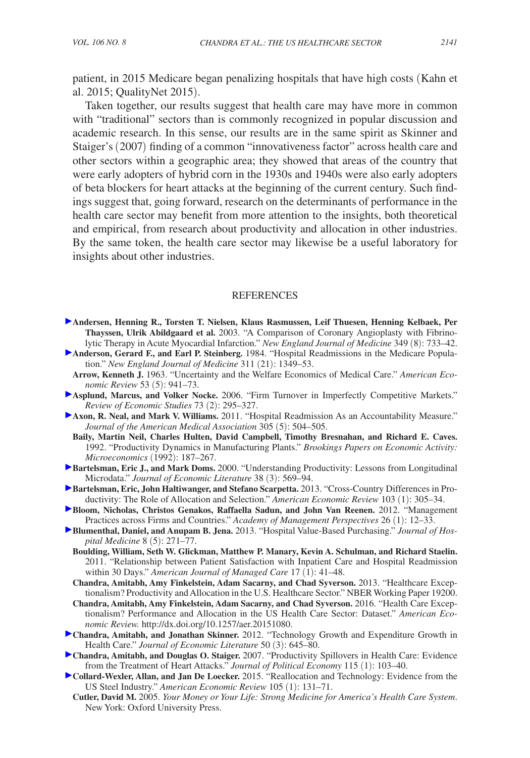patient, in 2015 Medicare began penalizing hospitals that have high costs (Kahn et al. 2015; QualityNet 2015).

Taken together, our results suggest that health care may have more in common with "traditional" sectors than is commonly recognized in popular discussion and academic research. In this sense, our results are in the same spirit as Skinner and Staiger's (2007) finding of a common "innovativeness factor" across health care and other sectors within a geographic area; they showed that areas of the country that were early adopters of hybrid corn in the 1930s and 1940s were also early adopters of beta blockers for heart attacks at the beginning of the current century. Such findings suggest that, going forward, research on the determinants of performance in the health care sector may benefit from more attention to the insights, both theoretical and empirical, from research about productivity and allocation in other industries. By the same token, the health care sector may likewise be a useful laboratory for insights about other industries.

## REFERENCES

**Andersen, Henning R., Torsten T. Nielsen, Klaus Rasmussen, Leif Thuesen, Henning Kelbaek, Per Thayssen, Ulrik Abildgaard et al.** 2003. "A Comparison of Coronary Angioplasty with Fibrinolytic Therapy in Acute Myocardial Infarction." *New England Journal of Medicine* 349 (8): 733–42.

**Anderson, Gerard F., and Earl P. Steinberg.** 1984. "Hospital Readmissions in the Medicare Population." *New England Journal of Medicine* 311 (21): 1349–53.

**Arrow, Kenneth J.** 1963. "Uncertainty and the Welfare Economics of Medical Care." *American Economic Review* 53 (5): 941–73.

**Asplund, Marcus, and Volker Nocke.** 2006. "Firm Turnover in Imperfectly Competitive Markets." *Review of Economic Studies* 73 (2): 295–327.

**Axon, R. Neal, and Mark V. Williams.** 2011. "Hospital Readmission As an Accountability Measure." *Journal of the American Medical Association* 305 (5): 504–505.

**Baily, Martin Neil, Charles Hulten, David Campbell, Timothy Bresnahan, and Richard E. Caves.** 1992. "Productivity Dynamics in Manufacturing Plants." *Brookings Papers on Economic Activity: Microeconomics* (1992): 187–267.

**Bartelsman, Eric J., and Mark Doms.** 2000. "Understanding Productivity: Lessons from Longitudinal Microdata." *Journal of Economic Literature* 38 (3): 569–94.

**Bartelsman, Eric, John Haltiwanger, and Stefano Scarpetta.** 2013. "Cross-Country Differences in Productivity: The Role of Allocation and Selection." *American Economic Review* 103 (1): 305–34.

**Bloom, Nicholas, Christos Genakos, Raffaella Sadun, and John Van Reenen.** 2012. "Management Practices across Firms and Countries." *Academy of Management Perspectives* 26 (1): 12–33.

**Blumenthal, Daniel, and Anupam B. Jena.** 2013. "Hospital Value-Based Purchasing." *Journal of Hospital Medicine* 8 (5): 271–77.

**Boulding, William, Seth W. Glickman, Matthew P. Manary, Kevin A. Schulman, and Richard Staelin.** 2011. "Relationship between Patient Satisfaction with Inpatient Care and Hospital Readmission within 30 Days." *American Journal of Managed Care* 17 (1): 41–48.

**Chandra, Amitabh, Amy Finkelstein, Adam Sacarny, and Chad Syverson.** 2013. "Healthcare Exceptionalism? Productivity and Allocation in the U.S. Healthcare Sector." NBER Working Paper 19200.

**Chandra, Amitabh, Amy Finkelstein, Adam Sacarny, and Chad Syverson.** 2016. "Health Care Exceptionalism? Performance and Allocation in the US Health Care Sector: Dataset." *American Economic Review.* http://dx.doi.org/10.1257/aer.20151080.

**Chandra, Amitabh, and Jonathan Skinner.** 2012. "Technology Growth and Expenditure Growth in Health Care." *Journal of Economic Literature* 50 (3): 645–80.

**Chandra, Amitabh, and Douglas O. Staiger.** 2007. "Productivity Spillovers in Health Care: Evidence from the Treatment of Heart Attacks." *Journal of Political Economy* 115 (1): 103–40.

**Collard-Wexler, Allan, and Jan De Loecker.** 2015. "Reallocation and Technology: Evidence from the US Steel Industry." *American Economic Review* 105 (1): 131–71.

**Cutler, David M.** 2005. *Your Money or Your Life: Strong Medicine for America's Health Care System*. New York: Oxford University Press.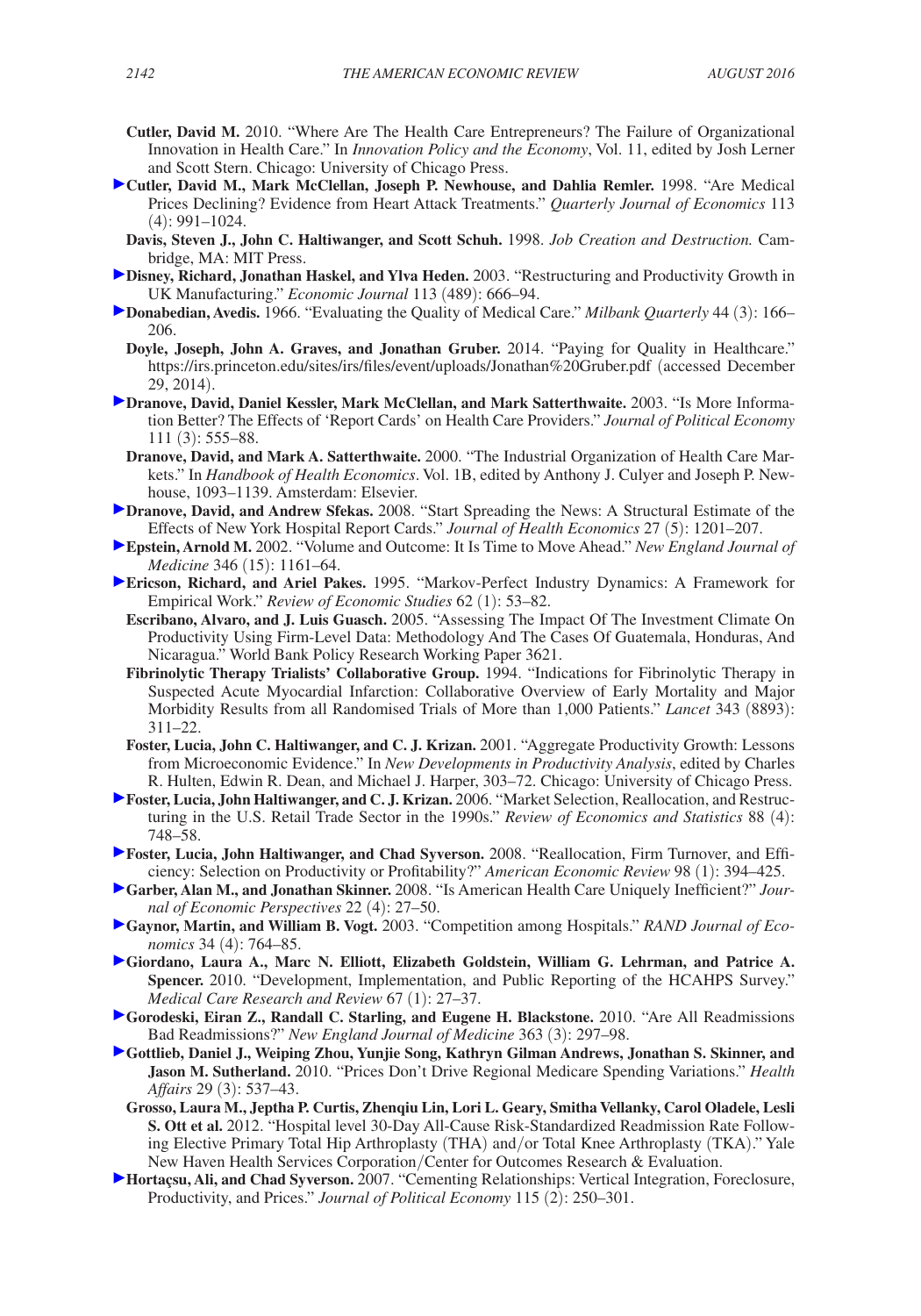**Cutler, David M.** 2010. "Where Are The Health Care Entrepreneurs? The Failure of Organizational Innovation in Health Care." In *Innovation Policy and the Economy*, Vol. 11, edited by Josh Lerner and Scott Stern. Chicago: University of Chicago Press.

**Cutler, David M., Mark McClellan, Joseph P. Newhouse, and Dahlia Remler.** 1998. "Are Medical Prices Declining? Evidence from Heart Attack Treatments." *Quarterly Journal of Economics* 113 (4): 991–1024.

**Davis, Steven J., John C. Haltiwanger, and Scott Schuh.** 1998. *Job Creation and Destruction.* Cambridge, MA: MIT Press.

**Disney, Richard, Jonathan Haskel, and Ylva Heden.** 2003. "Restructuring and Productivity Growth in UK Manufacturing." *Economic Journal* 113 (489): 666–94.

**Donabedian, Avedis.** 1966. "Evaluating the Quality of Medical Care." *Milbank Quarterly* 44 (3): 166–206.

**Doyle, Joseph, John A. Graves, and Jonathan Gruber.** 2014. "Paying for Quality in Healthcare." https://irs.princeton.edu/sites/irs/files/event/uploads/Jonathan%20Gruber.pdf (accessed December 29, 2014).

**Dranove, David, Daniel Kessler, Mark McClellan, and Mark Satterthwaite.** 2003. "Is More Information Better? The Effects of 'Report Cards' on Health Care Providers." *Journal of Political Economy* 111 (3): 555–88.

**Dranove, David, and Mark A. Satterthwaite.** 2000. "The Industrial Organization of Health Care Markets." In *Handbook of Health Economics*. Vol. 1B, edited by Anthony J. Culyer and Joseph P. Newhouse, 1093–1139. Amsterdam: Elsevier.

**Dranove, David, and Andrew Sfekas.** 2008. "Start Spreading the News: A Structural Estimate of the Effects of New York Hospital Report Cards." *Journal of Health Economics* 27 (5): 1201–207.

**Epstein, Arnold M.** 2002. "Volume and Outcome: It Is Time to Move Ahead." *New England Journal of Medicine* 346 (15): 1161–64.

**Ericson, Richard, and Ariel Pakes.** 1995. "Markov-Perfect Industry Dynamics: A Framework for Empirical Work." *Review of Economic Studies* 62 (1): 53–82.

**Escribano, Alvaro, and J. Luis Guasch.** 2005. "Assessing The Impact Of The Investment Climate On Productivity Using Firm-Level Data: Methodology And The Cases Of Guatemala, Honduras, And Nicaragua." World Bank Policy Research Working Paper 3621.

**Fibrinolytic Therapy Trialists' Collaborative Group.** 1994. "Indications for Fibrinolytic Therapy in Suspected Acute Myocardial Infarction: Collaborative Overview of Early Mortality and Major Morbidity Results from all Randomised Trials of More than 1,000 Patients." *Lancet* 343 (8893): 311–22.

**Foster, Lucia, John C. Haltiwanger, and C. J. Krizan.** 2001. "Aggregate Productivity Growth: Lessons from Microeconomic Evidence." In *New Developments in Productivity Analysis*, edited by Charles R. Hulten, Edwin R. Dean, and Michael J. Harper, 303–72. Chicago: University of Chicago Press.

**Foster, Lucia, John Haltiwanger, and C. J. Krizan.** 2006. "Market Selection, Reallocation, and Restructuring in the U.S. Retail Trade Sector in the 1990s." *Review of Economics and Statistics* 88 (4): 748–58.

**Foster, Lucia, John Haltiwanger, and Chad Syverson.** 2008. "Reallocation, Firm Turnover, and Efficiency: Selection on Productivity or Profitability?" *American Economic Review* 98 (1): 394–425.

**Garber, Alan M., and Jonathan Skinner.** 2008. "Is American Health Care Uniquely Inefficient?" *Journal of Economic Perspectives* 22 (4): 27–50.

**Gaynor, Martin, and William B. Vogt.** 2003. "Competition among Hospitals." *RAND Journal of Economics* 34 (4): 764–85.

**Giordano, Laura A., Marc N. Elliott, Elizabeth Goldstein, William G. Lehrman, and Patrice A. Spencer.** 2010. "Development, Implementation, and Public Reporting of the HCAHPS Survey." *Medical Care Research and Review* 67 (1): 27–37.

**Gorodeski, Eiran Z., Randall C. Starling, and Eugene H. Blackstone.** 2010. "Are All Readmissions Bad Readmissions?" *New England Journal of Medicine* 363 (3): 297–98.

**Gottlieb, Daniel J., Weiping Zhou, Yunjie Song, Kathryn Gilman Andrews, Jonathan S. Skinner, and Jason M. Sutherland.** 2010. "Prices Don't Drive Regional Medicare Spending Variations." *Health Affairs* 29 (3): 537–43.

**Grosso, Laura M., Jeptha P. Curtis, Zhenqiu Lin, Lori L. Geary, Smitha Vellanky, Carol Oladele, Lesli S. Ott et al.** 2012. "Hospital level 30-Day All-Cause Risk-Standardized Readmission Rate Following Elective Primary Total Hip Arthroplasty (THA) and/or Total Knee Arthroplasty (TKA)." Yale New Haven Health Services Corporation/Center for Outcomes Research & Evaluation.

**Hortaçsu, Ali, and Chad Syverson.** 2007. "Cementing Relationships: Vertical Integration, Foreclosure, Productivity, and Prices." *Journal of Political Economy* 115 (2): 250–301.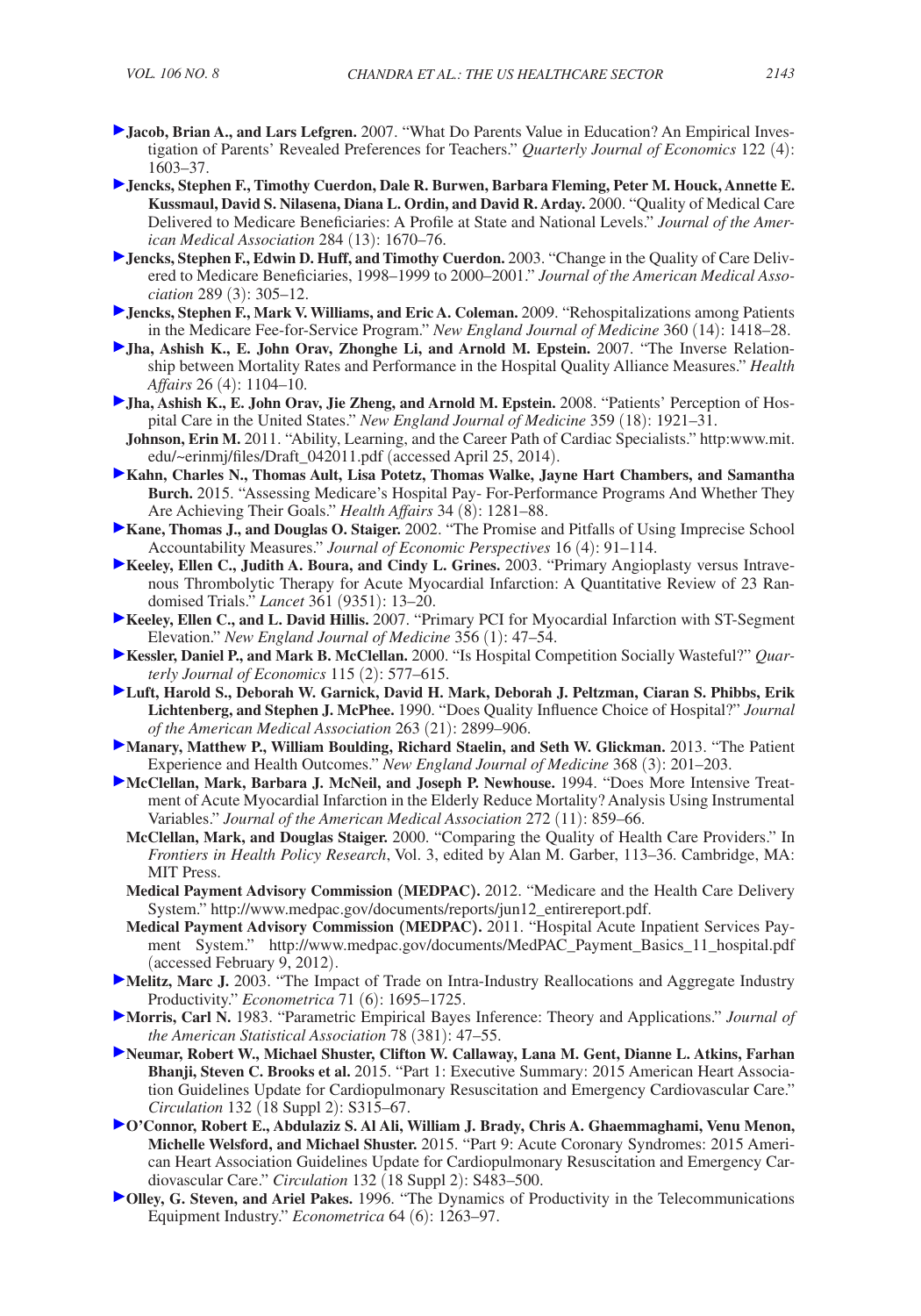**Jacob, Brian A., and Lars Lefgren.** 2007. "What Do Parents Value in Education? An Empirical Investigation of Parents' Revealed Preferences for Teachers." *Quarterly Journal of Economics* 122 (4): 1603–37.

**Jencks, Stephen F., Timothy Cuerdon, Dale R. Burwen, Barbara Fleming, Peter M. Houck, Annette E. Kussmaul, David S. Nilasena, Diana L. Ordin, and David R. Arday.** 2000. "Quality of Medical Care Delivered to Medicare Beneficiaries: A Profile at State and National Levels." *Journal of the American Medical Association* 284 (13): 1670–76.

**Jencks, Stephen F., Edwin D. Huff, and Timothy Cuerdon.** 2003. "Change in the Quality of Care Delivered to Medicare Beneficiaries, 1998–1999 to 2000–2001." *Journal of the American Medical Association* 289 (3): 305–12.

**Jencks, Stephen F., Mark V. Williams, and Eric A. Coleman.** 2009. "Rehospitalizations among Patients in the Medicare Fee-for-Service Program." *New England Journal of Medicine* 360 (14): 1418–28.

**Jha, Ashish K., E. John Orav, Zhonghe Li, and Arnold M. Epstein.** 2007. "The Inverse Relationship between Mortality Rates and Performance in the Hospital Quality Alliance Measures." *Health Affairs* 26 (4): 1104–10.

**Jha, Ashish K., E. John Orav, Jie Zheng, and Arnold M. Epstein.** 2008. "Patients' Perception of Hospital Care in the United States." *New England Journal of Medicine* 359 (18): 1921–31.

**Johnson, Erin M.** 2011. "Ability, Learning, and the Career Path of Cardiac Specialists." http:www.mit.edu/~erinmj/files/Draft_042011.pdf (accessed April 25, 2014).

**Kahn, Charles N., Thomas Ault, Lisa Potetz, Thomas Walke, Jayne Hart Chambers, and Samantha Burch.** 2015. "Assessing Medicare's Hospital Pay- For-Performance Programs And Whether They Are Achieving Their Goals." *Health Affairs* 34 (8): 1281–88.

**Kane, Thomas J., and Douglas O. Staiger.** 2002. "The Promise and Pitfalls of Using Imprecise School Accountability Measures." *Journal of Economic Perspectives* 16 (4): 91–114.

**Keeley, Ellen C., Judith A. Boura, and Cindy L. Grines.** 2003. "Primary Angioplasty versus Intravenous Thrombolytic Therapy for Acute Myocardial Infarction: A Quantitative Review of 23 Randomised Trials." *Lancet* 361 (9351): 13–20.

**Keeley, Ellen C., and L. David Hillis.** 2007. "Primary PCI for Myocardial Infarction with ST-Segment Elevation." *New England Journal of Medicine* 356 (1): 47–54.

**Kessler, Daniel P., and Mark B. McClellan.** 2000. "Is Hospital Competition Socially Wasteful?" *Quarterly Journal of Economics* 115 (2): 577–615.

**Luft, Harold S., Deborah W. Garnick, David H. Mark, Deborah J. Peltzman, Ciaran S. Phibbs, Erik Lichtenberg, and Stephen J. McPhee.** 1990. "Does Quality Influence Choice of Hospital?" *Journal of the American Medical Association* 263 (21): 2899–906.

**Manary, Matthew P., William Boulding, Richard Staelin, and Seth W. Glickman.** 2013. "The Patient Experience and Health Outcomes." *New England Journal of Medicine* 368 (3): 201–203.

**McClellan, Mark, Barbara J. McNeil, and Joseph P. Newhouse.** 1994. "Does More Intensive Treatment of Acute Myocardial Infarction in the Elderly Reduce Mortality? Analysis Using Instrumental Variables." *Journal of the American Medical Association* 272 (11): 859–66.

**McClellan, Mark, and Douglas Staiger.** 2000. "Comparing the Quality of Health Care Providers." In *Frontiers in Health Policy Research*, Vol. 3, edited by Alan M. Garber, 113–36. Cambridge, MA: MIT Press.

**Medical Payment Advisory Commission (MEDPAC).** 2012. "Medicare and the Health Care Delivery System." http://www.medpac.gov/documents/reports/jun12_entirereport.pdf.

**Medical Payment Advisory Commission (MEDPAC).** 2011. "Hospital Acute Inpatient Services Payment System." http://www.medpac.gov/documents/MedPAC_Payment_Basics_11_hospital.pdf (accessed February 9, 2012).

**Melitz, Marc J.** 2003. "The Impact of Trade on Intra-Industry Reallocations and Aggregate Industry Productivity." *Econometrica* 71 (6): 1695–1725.

**Morris, Carl N.** 1983. "Parametric Empirical Bayes Inference: Theory and Applications." *Journal of the American Statistical Association* 78 (381): 47–55.

**Neumar, Robert W., Michael Shuster, Clifton W. Callaway, Lana M. Gent, Dianne L. Atkins, Farhan Bhanji, Steven C. Brooks et al.** 2015. "Part 1: Executive Summary: 2015 American Heart Association Guidelines Update for Cardiopulmonary Resuscitation and Emergency Cardiovascular Care." *Circulation* 132 (18 Suppl 2): S315–67.

**O'Connor, Robert E., Abdulaziz S. Al Ali, William J. Brady, Chris A. Ghaemmaghami, Venu Menon, Michelle Welsford, and Michael Shuster.** 2015. "Part 9: Acute Coronary Syndromes: 2015 American Heart Association Guidelines Update for Cardiopulmonary Resuscitation and Emergency Cardiovascular Care." *Circulation* 132 (18 Suppl 2): S483–500.

**Olley, G. Steven, and Ariel Pakes.** 1996. "The Dynamics of Productivity in the Telecommunications Equipment Industry." *Econometrica* 64 (6): 1263–97.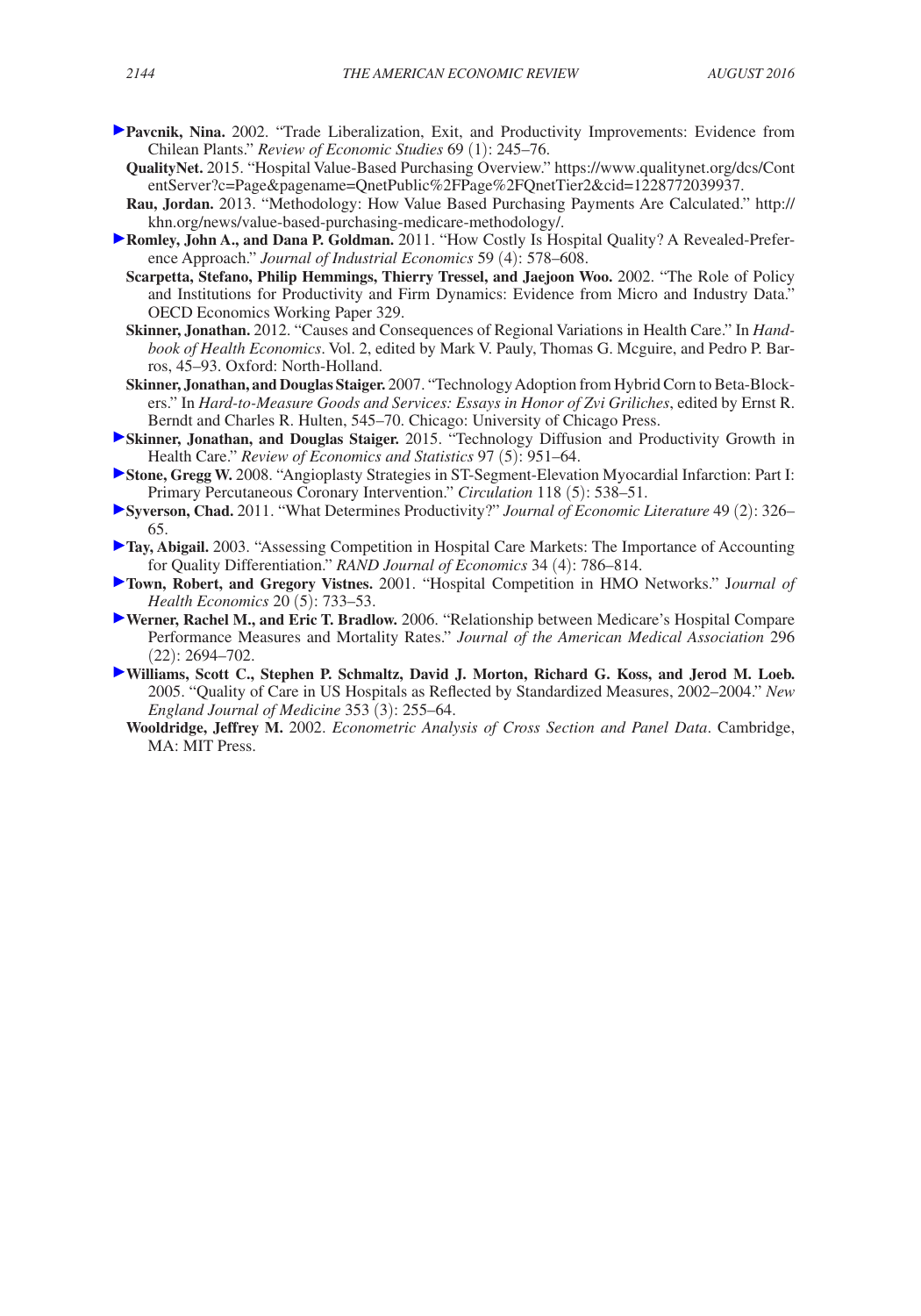**Pavcnik, Nina.** 2002. "Trade Liberalization, Exit, and Productivity Improvements: Evidence from Chilean Plants." *Review of Economic Studies* 69 (1): 245–76.

**QualityNet.** 2015. "Hospital Value-Based Purchasing Overview." https://www.qualitynet.org/dcs/ContentServer?c=Page&pagename=QnetPublic%2FPage%2FQnetTier2&cid=1228772039937.

**Rau, Jordan.** 2013. "Methodology: How Value Based Purchasing Payments Are Calculated." http://khn.org/news/value-based-purchasing-medicare-methodology/.

**Romley, John A., and Dana P. Goldman.** 2011. "How Costly Is Hospital Quality? A Revealed-Preference Approach." *Journal of Industrial Economics* 59 (4): 578–608.

**Scarpetta, Stefano, Philip Hemmings, Thierry Tressel, and Jaejoon Woo.** 2002. "The Role of Policy and Institutions for Productivity and Firm Dynamics: Evidence from Micro and Industry Data." OECD Economics Working Paper 329.

**Skinner, Jonathan.** 2012. "Causes and Consequences of Regional Variations in Health Care." In *Handbook of Health Economics*. Vol. 2, edited by Mark V. Pauly, Thomas G. Mcguire, and Pedro P. Barros, 45–93. Oxford: North-Holland.

**Skinner, Jonathan, and Douglas Staiger.** 2007. "Technology Adoption from Hybrid Corn to Beta-Blockers." In *Hard-to-Measure Goods and Services: Essays in Honor of Zvi Griliches*, edited by Ernst R. Berndt and Charles R. Hulten, 545–70. Chicago: University of Chicago Press.

**Skinner, Jonathan, and Douglas Staiger.** 2015. "Technology Diffusion and Productivity Growth in Health Care." *Review of Economics and Statistics* 97 (5): 951–64.

**Stone, Gregg W.** 2008. "Angioplasty Strategies in ST-Segment-Elevation Myocardial Infarction: Part I: Primary Percutaneous Coronary Intervention." *Circulation* 118 (5): 538–51.

**Syverson, Chad.** 2011. "What Determines Productivity?" *Journal of Economic Literature* 49 (2): 326–65.

**Tay, Abigail.** 2003. "Assessing Competition in Hospital Care Markets: The Importance of Accounting for Quality Differentiation." *RAND Journal of Economics* 34 (4): 786–814.

**Town, Robert, and Gregory Vistnes.** 2001. "Hospital Competition in HMO Networks." J*ournal of Health Economics* 20 (5): 733–53.

**Werner, Rachel M., and Eric T. Bradlow.** 2006. "Relationship between Medicare's Hospital Compare Performance Measures and Mortality Rates." *Journal of the American Medical Association* 296 (22): 2694–702.

**Williams, Scott C., Stephen P. Schmaltz, David J. Morton, Richard G. Koss, and Jerod M. Loeb.** 2005. "Quality of Care in US Hospitals as Reflected by Standardized Measures, 2002–2004." *New England Journal of Medicine* 353 (3): 255–64.

**Wooldridge, Jeffrey M.** 2002. *Econometric Analysis of Cross Section and Panel Data*. Cambridge, MA: MIT Press.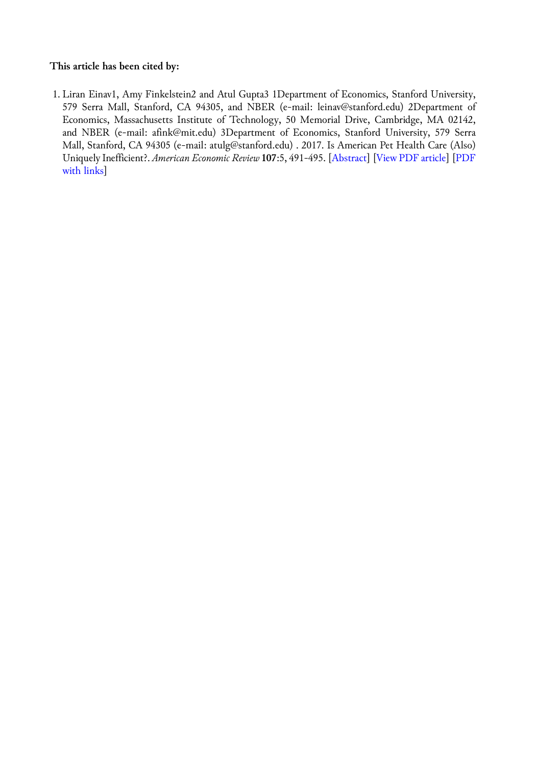**This article has been cited by:**

1. Liran Einav1, Amy Finkelstein2 and Atul Gupta3 1Department of Economics, Stanford University, 579 Serra Mall, Stanford, CA 94305, and NBER (e-mail: leinav@stanford.edu) 2Department of Economics, Massachusetts Institute of Technology, 50 Memorial Drive, Cambridge, MA 02142, and NBER (e-mail: afink@mit.edu) 3Department of Economics, Stanford University, 579 Serra Mall, Stanford, CA 94305 (e-mail: atulg@stanford.edu) . 2017. Is American Pet Health Care (Also) Uniquely Inefficient?. *American Economic Review* **107**:5, 491-495. [Abstract] [View PDF article] [PDF with links]